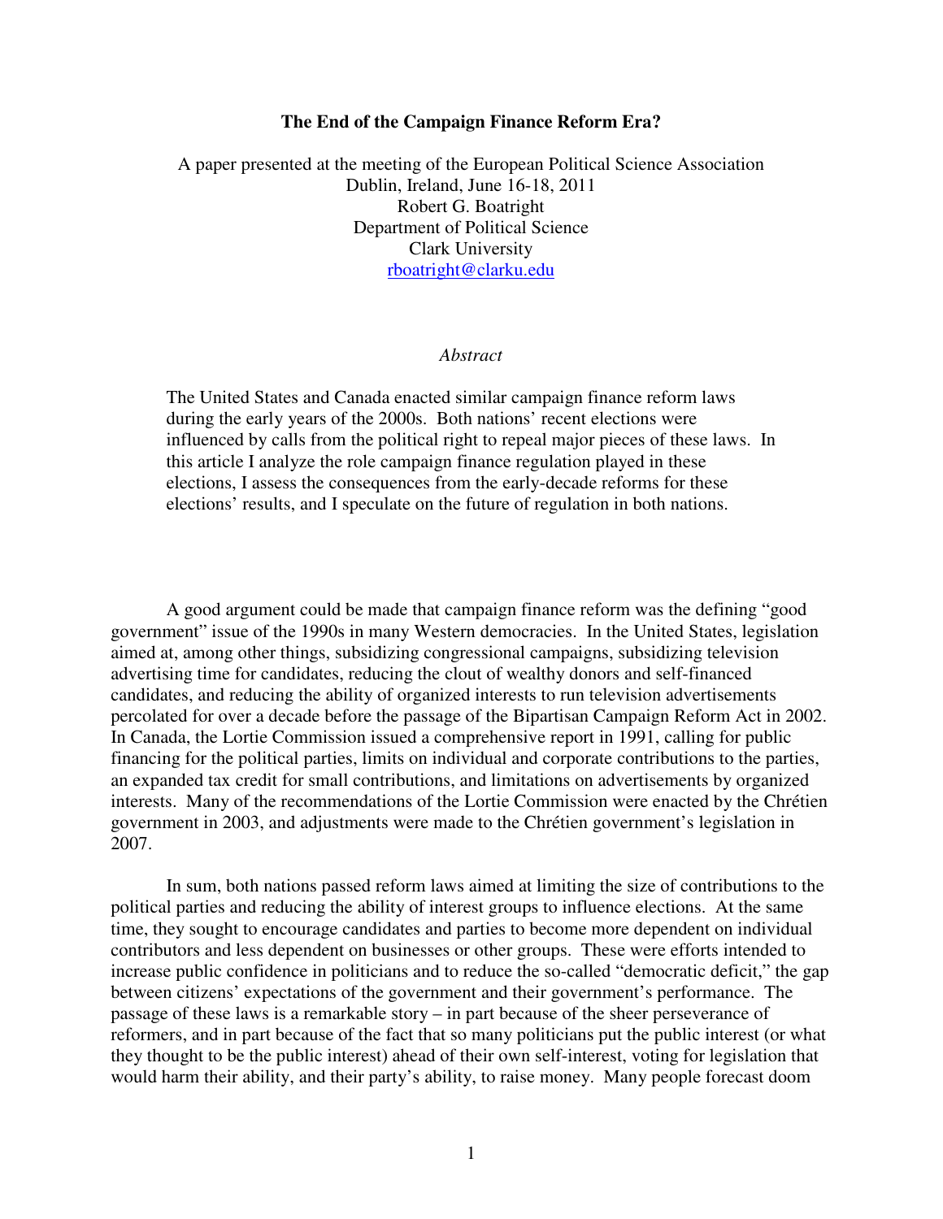# The End of the Campaign Finance Reform Era?

A paper presented at the meeting of the European Political Science Association
Dublin, Ireland, June 16-18, 2011
Robert G. Boatright
Department of Political Science
Clark University
rboatright@clarku.edu

*Abstract*

> The United States and Canada enacted similar campaign finance reform laws during the early years of the 2000s. Both nations' recent elections were influenced by calls from the political right to repeal major pieces of these laws. In this article I analyze the role campaign finance regulation played in these elections, I assess the consequences from the early-decade reforms for these elections' results, and I speculate on the future of regulation in both nations.

A good argument could be made that campaign finance reform was the defining "good government" issue of the 1990s in many Western democracies. In the United States, legislation aimed at, among other things, subsidizing congressional campaigns, subsidizing television advertising time for candidates, reducing the clout of wealthy donors and self-financed candidates, and reducing the ability of organized interests to run television advertisements percolated for over a decade before the passage of the Bipartisan Campaign Reform Act in 2002. In Canada, the Lortie Commission issued a comprehensive report in 1991, calling for public financing for the political parties, limits on individual and corporate contributions to the parties, an expanded tax credit for small contributions, and limitations on advertisements by organized interests. Many of the recommendations of the Lortie Commission were enacted by the Chrétien government in 2003, and adjustments were made to the Chrétien government's legislation in 2007.

In sum, both nations passed reform laws aimed at limiting the size of contributions to the political parties and reducing the ability of interest groups to influence elections. At the same time, they sought to encourage candidates and parties to become more dependent on individual contributors and less dependent on businesses or other groups. These were efforts intended to increase public confidence in politicians and to reduce the so-called "democratic deficit," the gap between citizens' expectations of the government and their government's performance. The passage of these laws is a remarkable story – in part because of the sheer perseverance of reformers, and in part because of the fact that so many politicians put the public interest (or what they thought to be the public interest) ahead of their own self-interest, voting for legislation that would harm their ability, and their party's ability, to raise money. Many people forecast doom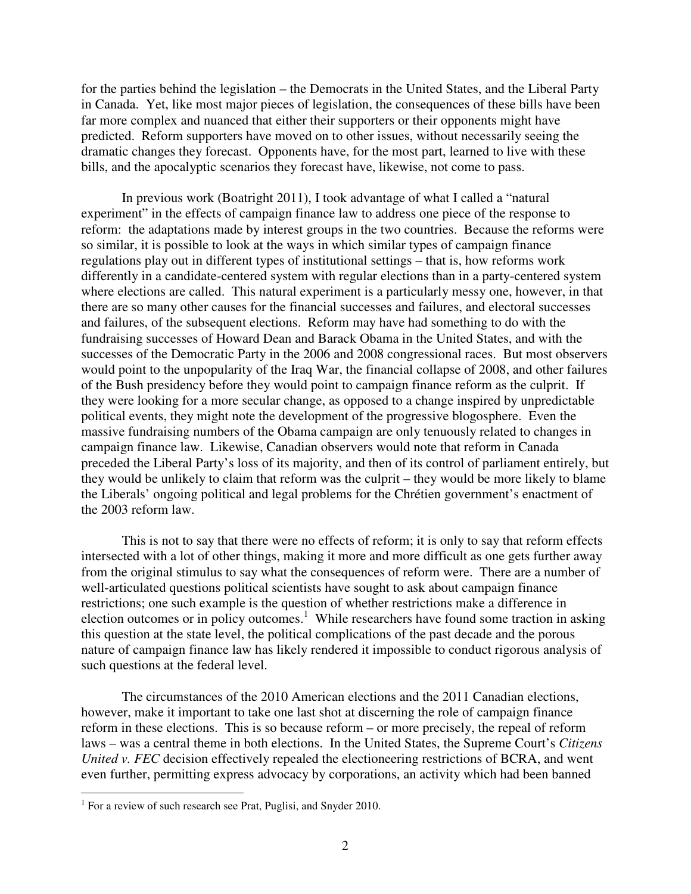for the parties behind the legislation – the Democrats in the United States, and the Liberal Party in Canada. Yet, like most major pieces of legislation, the consequences of these bills have been far more complex and nuanced that either their supporters or their opponents might have predicted. Reform supporters have moved on to other issues, without necessarily seeing the dramatic changes they forecast. Opponents have, for the most part, learned to live with these bills, and the apocalyptic scenarios they forecast have, likewise, not come to pass.

In previous work (Boatright 2011), I took advantage of what I called a "natural experiment" in the effects of campaign finance law to address one piece of the response to reform: the adaptations made by interest groups in the two countries. Because the reforms were so similar, it is possible to look at the ways in which similar types of campaign finance regulations play out in different types of institutional settings – that is, how reforms work differently in a candidate-centered system with regular elections than in a party-centered system where elections are called. This natural experiment is a particularly messy one, however, in that there are so many other causes for the financial successes and failures, and electoral successes and failures, of the subsequent elections. Reform may have had something to do with the fundraising successes of Howard Dean and Barack Obama in the United States, and with the successes of the Democratic Party in the 2006 and 2008 congressional races. But most observers would point to the unpopularity of the Iraq War, the financial collapse of 2008, and other failures of the Bush presidency before they would point to campaign finance reform as the culprit. If they were looking for a more secular change, as opposed to a change inspired by unpredictable political events, they might note the development of the progressive blogosphere. Even the massive fundraising numbers of the Obama campaign are only tenuously related to changes in campaign finance law. Likewise, Canadian observers would note that reform in Canada preceded the Liberal Party's loss of its majority, and then of its control of parliament entirely, but they would be unlikely to claim that reform was the culprit – they would be more likely to blame the Liberals' ongoing political and legal problems for the Chrétien government's enactment of the 2003 reform law.

This is not to say that there were no effects of reform; it is only to say that reform effects intersected with a lot of other things, making it more and more difficult as one gets further away from the original stimulus to say what the consequences of reform were. There are a number of well-articulated questions political scientists have sought to ask about campaign finance restrictions; one such example is the question of whether restrictions make a difference in election outcomes or in policy outcomes.[1] While researchers have found some traction in asking this question at the state level, the political complications of the past decade and the porous nature of campaign finance law has likely rendered it impossible to conduct rigorous analysis of such questions at the federal level.

The circumstances of the 2010 American elections and the 2011 Canadian elections, however, make it important to take one last shot at discerning the role of campaign finance reform in these elections. This is so because reform – or more precisely, the repeal of reform laws – was a central theme in both elections. In the United States, the Supreme Court's *Citizens United v. FEC* decision effectively repealed the electioneering restrictions of BCRA, and went even further, permitting express advocacy by corporations, an activity which had been banned

[1] For a review of such research see Prat, Puglisi, and Snyder 2010.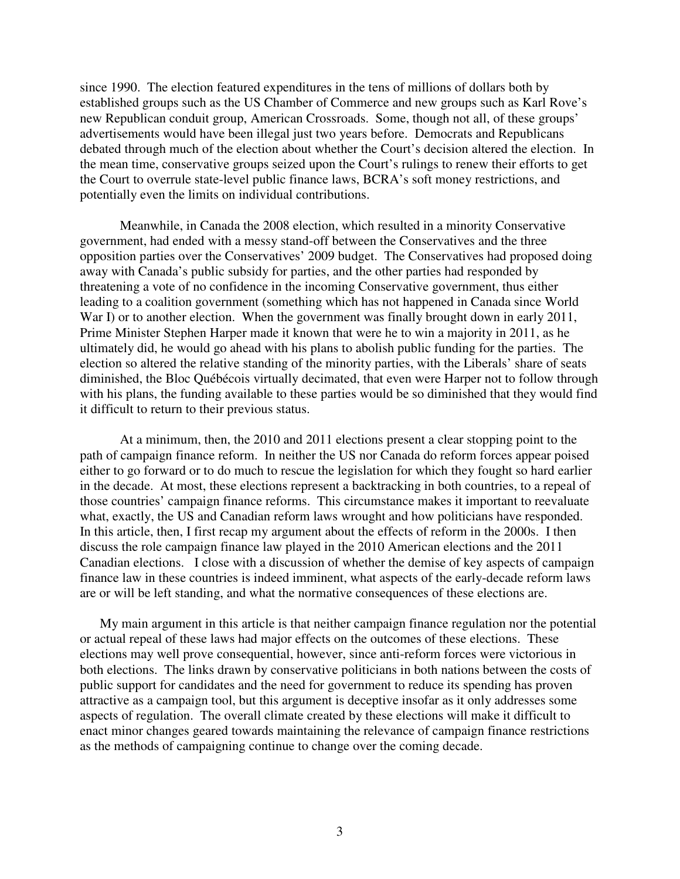since 1990. The election featured expenditures in the tens of millions of dollars both by established groups such as the US Chamber of Commerce and new groups such as Karl Rove's new Republican conduit group, American Crossroads. Some, though not all, of these groups' advertisements would have been illegal just two years before. Democrats and Republicans debated through much of the election about whether the Court's decision altered the election. In the mean time, conservative groups seized upon the Court's rulings to renew their efforts to get the Court to overrule state-level public finance laws, BCRA's soft money restrictions, and potentially even the limits on individual contributions.

Meanwhile, in Canada the 2008 election, which resulted in a minority Conservative government, had ended with a messy stand-off between the Conservatives and the three opposition parties over the Conservatives' 2009 budget. The Conservatives had proposed doing away with Canada's public subsidy for parties, and the other parties had responded by threatening a vote of no confidence in the incoming Conservative government, thus either leading to a coalition government (something which has not happened in Canada since World War I) or to another election. When the government was finally brought down in early 2011, Prime Minister Stephen Harper made it known that were he to win a majority in 2011, as he ultimately did, he would go ahead with his plans to abolish public funding for the parties. The election so altered the relative standing of the minority parties, with the Liberals' share of seats diminished, the Bloc Québécois virtually decimated, that even were Harper not to follow through with his plans, the funding available to these parties would be so diminished that they would find it difficult to return to their previous status.

At a minimum, then, the 2010 and 2011 elections present a clear stopping point to the path of campaign finance reform. In neither the US nor Canada do reform forces appear poised either to go forward or to do much to rescue the legislation for which they fought so hard earlier in the decade. At most, these elections represent a backtracking in both countries, to a repeal of those countries' campaign finance reforms. This circumstance makes it important to reevaluate what, exactly, the US and Canadian reform laws wrought and how politicians have responded. In this article, then, I first recap my argument about the effects of reform in the 2000s. I then discuss the role campaign finance law played in the 2010 American elections and the 2011 Canadian elections. I close with a discussion of whether the demise of key aspects of campaign finance law in these countries is indeed imminent, what aspects of the early-decade reform laws are or will be left standing, and what the normative consequences of these elections are.

My main argument in this article is that neither campaign finance regulation nor the potential or actual repeal of these laws had major effects on the outcomes of these elections. These elections may well prove consequential, however, since anti-reform forces were victorious in both elections. The links drawn by conservative politicians in both nations between the costs of public support for candidates and the need for government to reduce its spending has proven attractive as a campaign tool, but this argument is deceptive insofar as it only addresses some aspects of regulation. The overall climate created by these elections will make it difficult to enact minor changes geared towards maintaining the relevance of campaign finance restrictions as the methods of campaigning continue to change over the coming decade.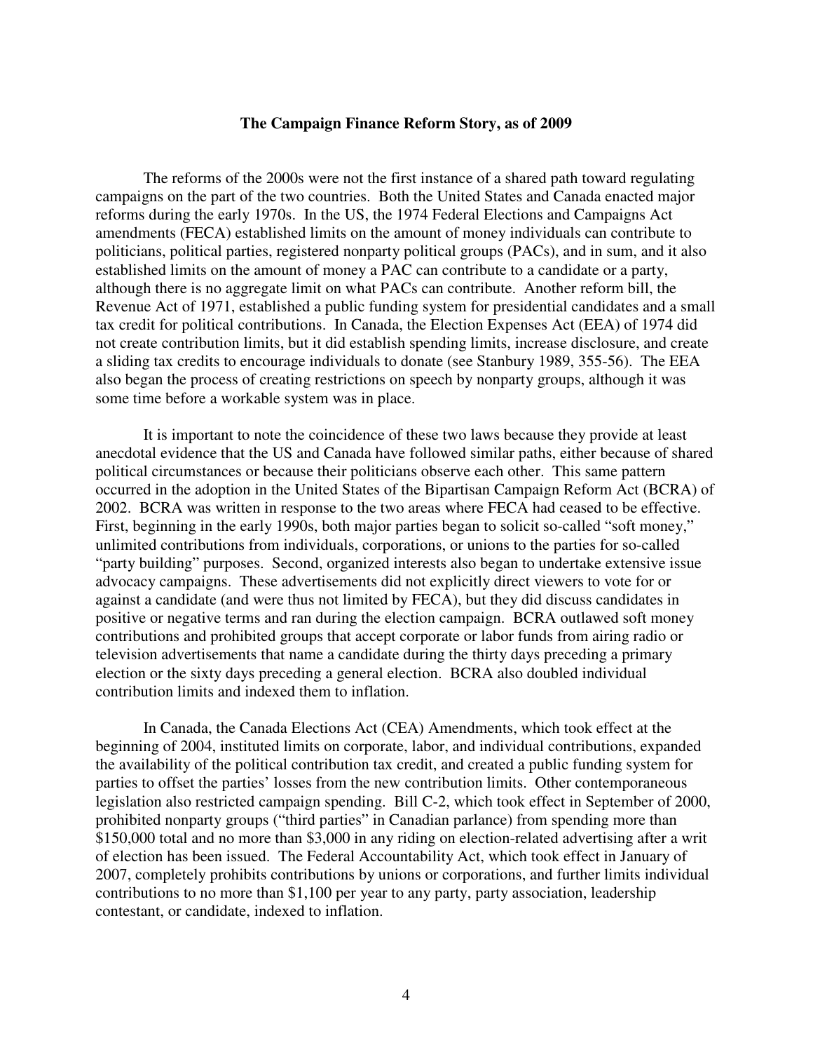**The Campaign Finance Reform Story, as of 2009**

The reforms of the 2000s were not the first instance of a shared path toward regulating campaigns on the part of the two countries. Both the United States and Canada enacted major reforms during the early 1970s. In the US, the 1974 Federal Elections and Campaigns Act amendments (FECA) established limits on the amount of money individuals can contribute to politicians, political parties, registered nonparty political groups (PACs), and in sum, and it also established limits on the amount of money a PAC can contribute to a candidate or a party, although there is no aggregate limit on what PACs can contribute. Another reform bill, the Revenue Act of 1971, established a public funding system for presidential candidates and a small tax credit for political contributions. In Canada, the Election Expenses Act (EEA) of 1974 did not create contribution limits, but it did establish spending limits, increase disclosure, and create a sliding tax credits to encourage individuals to donate (see Stanbury 1989, 355-56). The EEA also began the process of creating restrictions on speech by nonparty groups, although it was some time before a workable system was in place.

It is important to note the coincidence of these two laws because they provide at least anecdotal evidence that the US and Canada have followed similar paths, either because of shared political circumstances or because their politicians observe each other. This same pattern occurred in the adoption in the United States of the Bipartisan Campaign Reform Act (BCRA) of 2002. BCRA was written in response to the two areas where FECA had ceased to be effective. First, beginning in the early 1990s, both major parties began to solicit so-called "soft money," unlimited contributions from individuals, corporations, or unions to the parties for so-called "party building" purposes. Second, organized interests also began to undertake extensive issue advocacy campaigns. These advertisements did not explicitly direct viewers to vote for or against a candidate (and were thus not limited by FECA), but they did discuss candidates in positive or negative terms and ran during the election campaign. BCRA outlawed soft money contributions and prohibited groups that accept corporate or labor funds from airing radio or television advertisements that name a candidate during the thirty days preceding a primary election or the sixty days preceding a general election. BCRA also doubled individual contribution limits and indexed them to inflation.

In Canada, the Canada Elections Act (CEA) Amendments, which took effect at the beginning of 2004, instituted limits on corporate, labor, and individual contributions, expanded the availability of the political contribution tax credit, and created a public funding system for parties to offset the parties' losses from the new contribution limits. Other contemporaneous legislation also restricted campaign spending. Bill C-2, which took effect in September of 2000, prohibited nonparty groups ("third parties" in Canadian parlance) from spending more than \$150,000 total and no more than \$3,000 in any riding on election-related advertising after a writ of election has been issued. The Federal Accountability Act, which took effect in January of 2007, completely prohibits contributions by unions or corporations, and further limits individual contributions to no more than \$1,100 per year to any party, party association, leadership contestant, or candidate, indexed to inflation.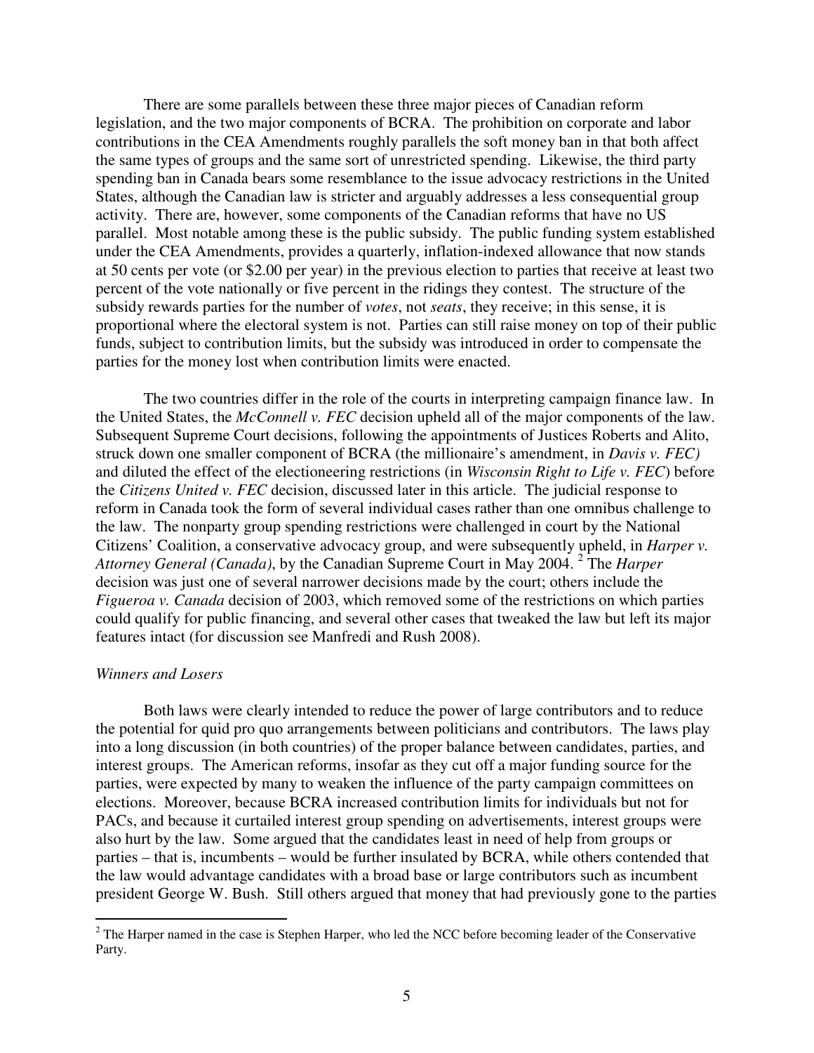There are some parallels between these three major pieces of Canadian reform legislation, and the two major components of BCRA. The prohibition on corporate and labor contributions in the CEA Amendments roughly parallels the soft money ban in that both affect the same types of groups and the same sort of unrestricted spending. Likewise, the third party spending ban in Canada bears some resemblance to the issue advocacy restrictions in the United States, although the Canadian law is stricter and arguably addresses a less consequential group activity. There are, however, some components of the Canadian reforms that have no US parallel. Most notable among these is the public subsidy. The public funding system established under the CEA Amendments, provides a quarterly, inflation-indexed allowance that now stands at 50 cents per vote (or $2.00 per year) in the previous election to parties that receive at least two percent of the vote nationally or five percent in the ridings they contest. The structure of the subsidy rewards parties for the number of *votes*, not *seats*, they receive; in this sense, it is proportional where the electoral system is not. Parties can still raise money on top of their public funds, subject to contribution limits, but the subsidy was introduced in order to compensate the parties for the money lost when contribution limits were enacted.

The two countries differ in the role of the courts in interpreting campaign finance law. In the United States, the *McConnell v. FEC* decision upheld all of the major components of the law. Subsequent Supreme Court decisions, following the appointments of Justices Roberts and Alito, struck down one smaller component of BCRA (the millionaire's amendment, in *Davis v. FEC)* and diluted the effect of the electioneering restrictions (in *Wisconsin Right to Life v. FEC*) before the *Citizens United v. FEC* decision, discussed later in this article. The judicial response to reform in Canada took the form of several individual cases rather than one omnibus challenge to the law. The nonparty group spending restrictions were challenged in court by the National Citizens' Coalition, a conservative advocacy group, and were subsequently upheld, in *Harper v. Attorney General (Canada)*, by the Canadian Supreme Court in May 2004.[2] The *Harper* decision was just one of several narrower decisions made by the court; others include the *Figueroa v. Canada* decision of 2003, which removed some of the restrictions on which parties could qualify for public financing, and several other cases that tweaked the law but left its major features intact (for discussion see Manfredi and Rush 2008).

### *Winners and Losers*

Both laws were clearly intended to reduce the power of large contributors and to reduce the potential for quid pro quo arrangements between politicians and contributors. The laws play into a long discussion (in both countries) of the proper balance between candidates, parties, and interest groups. The American reforms, insofar as they cut off a major funding source for the parties, were expected by many to weaken the influence of the party campaign committees on elections. Moreover, because BCRA increased contribution limits for individuals but not for PACs, and because it curtailed interest group spending on advertisements, interest groups were also hurt by the law. Some argued that the candidates least in need of help from groups or parties – that is, incumbents – would be further insulated by BCRA, while others contended that the law would advantage candidates with a broad base or large contributors such as incumbent president George W. Bush. Still others argued that money that had previously gone to the parties

[2] The Harper named in the case is Stephen Harper, who led the NCC before becoming leader of the Conservative Party.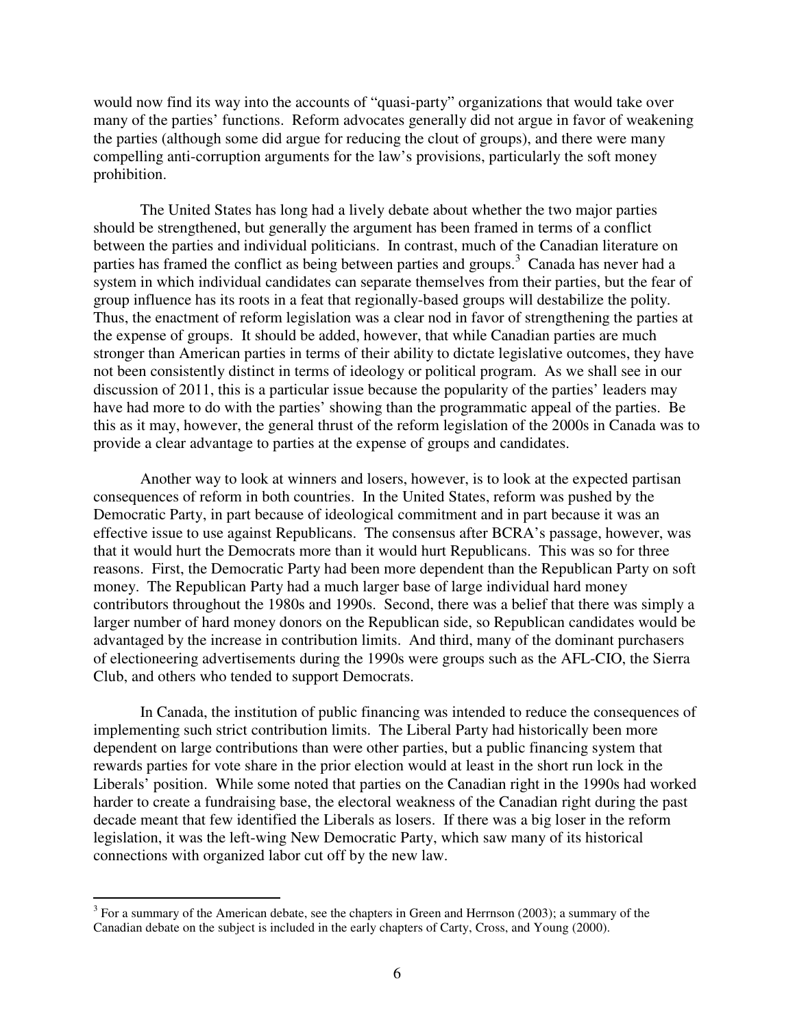would now find its way into the accounts of "quasi-party" organizations that would take over many of the parties' functions. Reform advocates generally did not argue in favor of weakening the parties (although some did argue for reducing the clout of groups), and there were many compelling anti-corruption arguments for the law's provisions, particularly the soft money prohibition.

The United States has long had a lively debate about whether the two major parties should be strengthened, but generally the argument has been framed in terms of a conflict between the parties and individual politicians. In contrast, much of the Canadian literature on parties has framed the conflict as being between parties and groups.[3] Canada has never had a system in which individual candidates can separate themselves from their parties, but the fear of group influence has its roots in a feat that regionally-based groups will destabilize the polity. Thus, the enactment of reform legislation was a clear nod in favor of strengthening the parties at the expense of groups. It should be added, however, that while Canadian parties are much stronger than American parties in terms of their ability to dictate legislative outcomes, they have not been consistently distinct in terms of ideology or political program. As we shall see in our discussion of 2011, this is a particular issue because the popularity of the parties' leaders may have had more to do with the parties' showing than the programmatic appeal of the parties. Be this as it may, however, the general thrust of the reform legislation of the 2000s in Canada was to provide a clear advantage to parties at the expense of groups and candidates.

Another way to look at winners and losers, however, is to look at the expected partisan consequences of reform in both countries. In the United States, reform was pushed by the Democratic Party, in part because of ideological commitment and in part because it was an effective issue to use against Republicans. The consensus after BCRA's passage, however, was that it would hurt the Democrats more than it would hurt Republicans. This was so for three reasons. First, the Democratic Party had been more dependent than the Republican Party on soft money. The Republican Party had a much larger base of large individual hard money contributors throughout the 1980s and 1990s. Second, there was a belief that there was simply a larger number of hard money donors on the Republican side, so Republican candidates would be advantaged by the increase in contribution limits. And third, many of the dominant purchasers of electioneering advertisements during the 1990s were groups such as the AFL-CIO, the Sierra Club, and others who tended to support Democrats.

In Canada, the institution of public financing was intended to reduce the consequences of implementing such strict contribution limits. The Liberal Party had historically been more dependent on large contributions than were other parties, but a public financing system that rewards parties for vote share in the prior election would at least in the short run lock in the Liberals' position. While some noted that parties on the Canadian right in the 1990s had worked harder to create a fundraising base, the electoral weakness of the Canadian right during the past decade meant that few identified the Liberals as losers. If there was a big loser in the reform legislation, it was the left-wing New Democratic Party, which saw many of its historical connections with organized labor cut off by the new law.

---

[3] For a summary of the American debate, see the chapters in Green and Herrnson (2003); a summary of the Canadian debate on the subject is included in the early chapters of Carty, Cross, and Young (2000).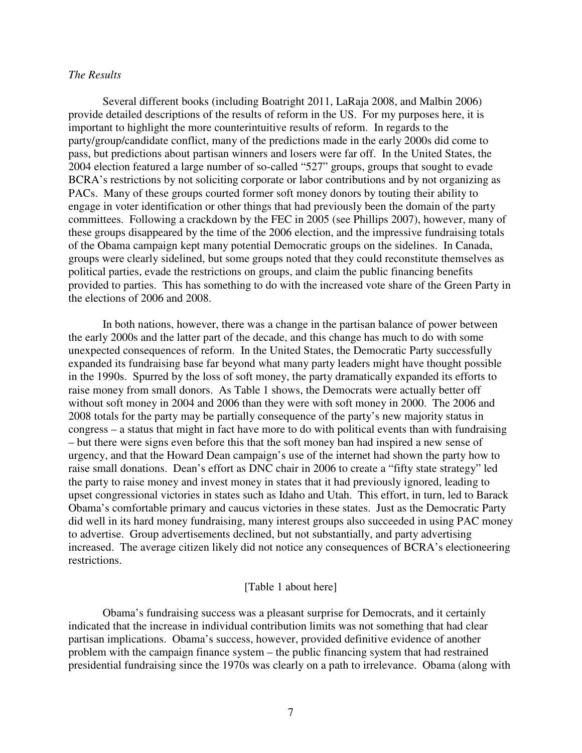*The Results*

Several different books (including Boatright 2011, LaRaja 2008, and Malbin 2006) provide detailed descriptions of the results of reform in the US. For my purposes here, it is important to highlight the more counterintuitive results of reform. In regards to the party/group/candidate conflict, many of the predictions made in the early 2000s did come to pass, but predictions about partisan winners and losers were far off. In the United States, the 2004 election featured a large number of so-called "527" groups, groups that sought to evade BCRA's restrictions by not soliciting corporate or labor contributions and by not organizing as PACs. Many of these groups courted former soft money donors by touting their ability to engage in voter identification or other things that had previously been the domain of the party committees. Following a crackdown by the FEC in 2005 (see Phillips 2007), however, many of these groups disappeared by the time of the 2006 election, and the impressive fundraising totals of the Obama campaign kept many potential Democratic groups on the sidelines. In Canada, groups were clearly sidelined, but some groups noted that they could reconstitute themselves as political parties, evade the restrictions on groups, and claim the public financing benefits provided to parties. This has something to do with the increased vote share of the Green Party in the elections of 2006 and 2008.

In both nations, however, there was a change in the partisan balance of power between the early 2000s and the latter part of the decade, and this change has much to do with some unexpected consequences of reform. In the United States, the Democratic Party successfully expanded its fundraising base far beyond what many party leaders might have thought possible in the 1990s. Spurred by the loss of soft money, the party dramatically expanded its efforts to raise money from small donors. As Table 1 shows, the Democrats were actually better off without soft money in 2004 and 2006 than they were with soft money in 2000. The 2006 and 2008 totals for the party may be partially consequence of the party's new majority status in congress – a status that might in fact have more to do with political events than with fundraising – but there were signs even before this that the soft money ban had inspired a new sense of urgency, and that the Howard Dean campaign's use of the internet had shown the party how to raise small donations. Dean's effort as DNC chair in 2006 to create a "fifty state strategy" led the party to raise money and invest money in states that it had previously ignored, leading to upset congressional victories in states such as Idaho and Utah. This effort, in turn, led to Barack Obama's comfortable primary and caucus victories in these states. Just as the Democratic Party did well in its hard money fundraising, many interest groups also succeeded in using PAC money to advertise. Group advertisements declined, but not substantially, and party advertising increased. The average citizen likely did not notice any consequences of BCRA's electioneering restrictions.

[Table 1 about here]

Obama's fundraising success was a pleasant surprise for Democrats, and it certainly indicated that the increase in individual contribution limits was not something that had clear partisan implications. Obama's success, however, provided definitive evidence of another problem with the campaign finance system – the public financing system that had restrained presidential fundraising since the 1970s was clearly on a path to irrelevance. Obama (along with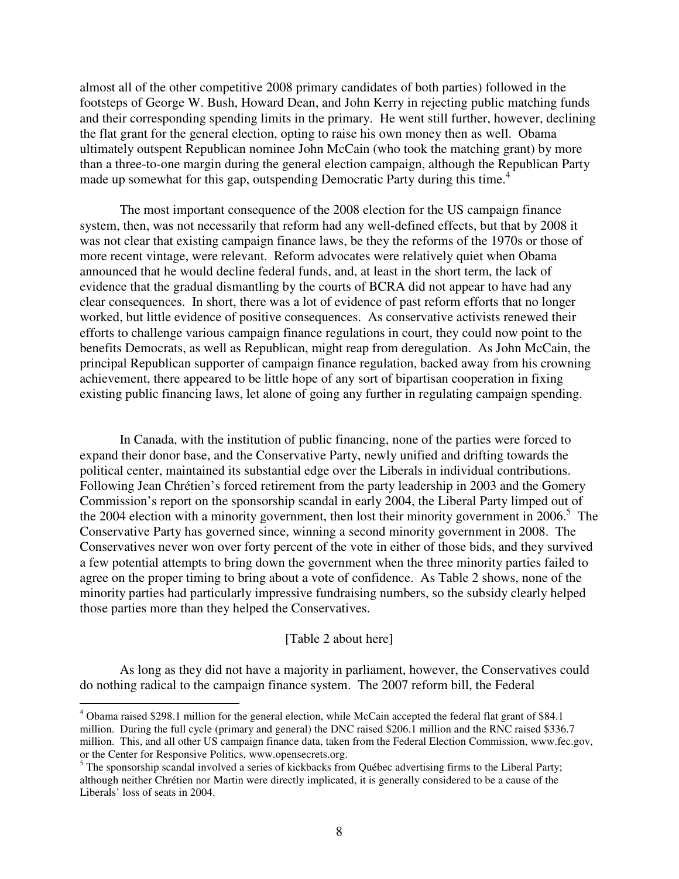almost all of the other competitive 2008 primary candidates of both parties) followed in the footsteps of George W. Bush, Howard Dean, and John Kerry in rejecting public matching funds and their corresponding spending limits in the primary. He went still further, however, declining the flat grant for the general election, opting to raise his own money then as well. Obama ultimately outspent Republican nominee John McCain (who took the matching grant) by more than a three-to-one margin during the general election campaign, although the Republican Party made up somewhat for this gap, outspending Democratic Party during this time.[4]

The most important consequence of the 2008 election for the US campaign finance system, then, was not necessarily that reform had any well-defined effects, but that by 2008 it was not clear that existing campaign finance laws, be they the reforms of the 1970s or those of more recent vintage, were relevant. Reform advocates were relatively quiet when Obama announced that he would decline federal funds, and, at least in the short term, the lack of evidence that the gradual dismantling by the courts of BCRA did not appear to have had any clear consequences. In short, there was a lot of evidence of past reform efforts that no longer worked, but little evidence of positive consequences. As conservative activists renewed their efforts to challenge various campaign finance regulations in court, they could now point to the benefits Democrats, as well as Republican, might reap from deregulation. As John McCain, the principal Republican supporter of campaign finance regulation, backed away from his crowning achievement, there appeared to be little hope of any sort of bipartisan cooperation in fixing existing public financing laws, let alone of going any further in regulating campaign spending.

In Canada, with the institution of public financing, none of the parties were forced to expand their donor base, and the Conservative Party, newly unified and drifting towards the political center, maintained its substantial edge over the Liberals in individual contributions. Following Jean Chrétien's forced retirement from the party leadership in 2003 and the Gomery Commission's report on the sponsorship scandal in early 2004, the Liberal Party limped out of the 2004 election with a minority government, then lost their minority government in 2006.[5] The Conservative Party has governed since, winning a second minority government in 2008. The Conservatives never won over forty percent of the vote in either of those bids, and they survived a few potential attempts to bring down the government when the three minority parties failed to agree on the proper timing to bring about a vote of confidence. As Table 2 shows, none of the minority parties had particularly impressive fundraising numbers, so the subsidy clearly helped those parties more than they helped the Conservatives.

[Table 2 about here]

As long as they did not have a majority in parliament, however, the Conservatives could do nothing radical to the campaign finance system. The 2007 reform bill, the Federal

[4] Obama raised $298.1 million for the general election, while McCain accepted the federal flat grant of $84.1 million. During the full cycle (primary and general) the DNC raised $206.1 million and the RNC raised $336.7 million. This, and all other US campaign finance data, taken from the Federal Election Commission, www.fec.gov, or the Center for Responsive Politics, www.opensecrets.org.

[5] The sponsorship scandal involved a series of kickbacks from Québec advertising firms to the Liberal Party; although neither Chrétien nor Martin were directly implicated, it is generally considered to be a cause of the Liberals' loss of seats in 2004.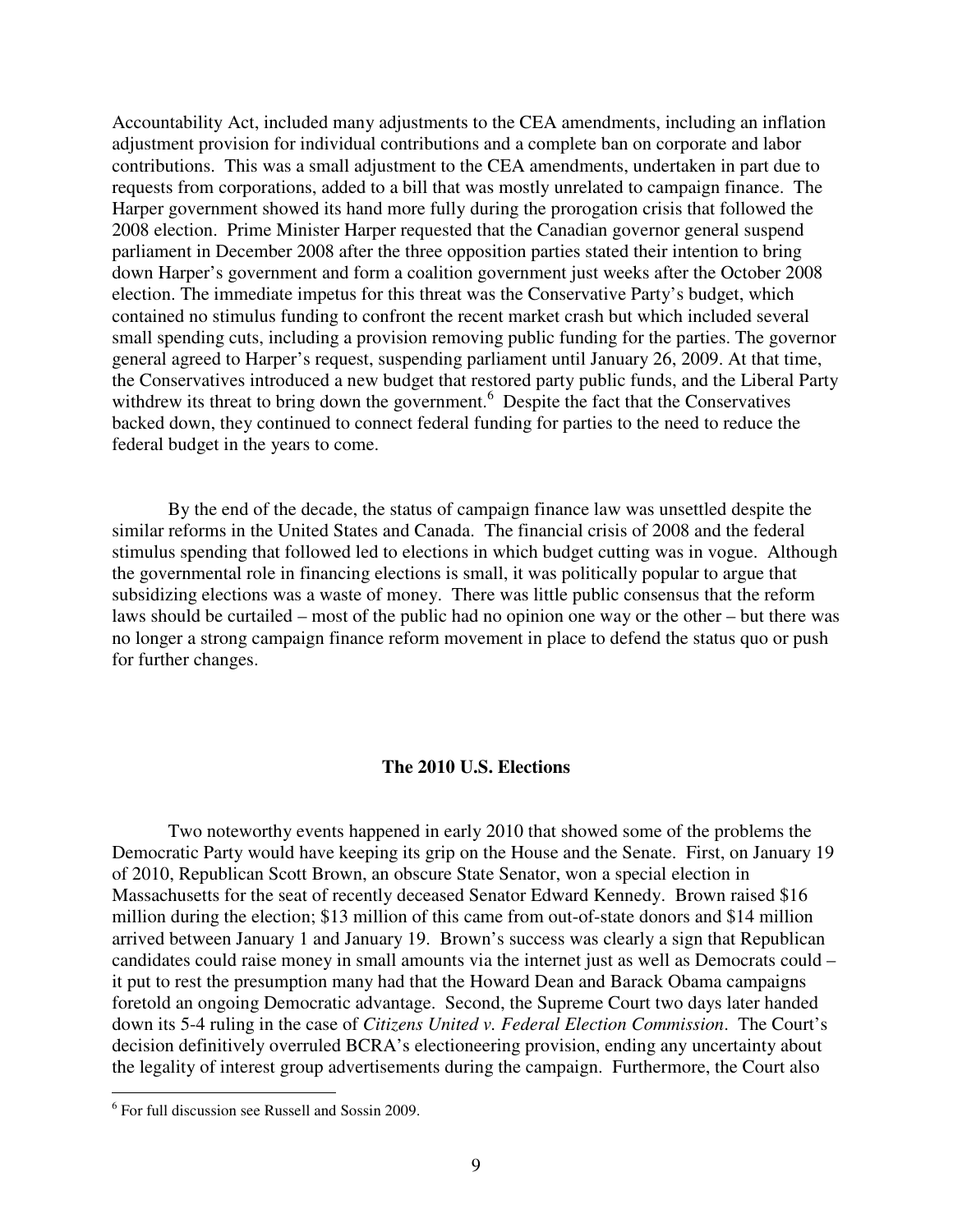Accountability Act, included many adjustments to the CEA amendments, including an inflation adjustment provision for individual contributions and a complete ban on corporate and labor contributions. This was a small adjustment to the CEA amendments, undertaken in part due to requests from corporations, added to a bill that was mostly unrelated to campaign finance. The Harper government showed its hand more fully during the prorogation crisis that followed the 2008 election. Prime Minister Harper requested that the Canadian governor general suspend parliament in December 2008 after the three opposition parties stated their intention to bring down Harper's government and form a coalition government just weeks after the October 2008 election. The immediate impetus for this threat was the Conservative Party's budget, which contained no stimulus funding to confront the recent market crash but which included several small spending cuts, including a provision removing public funding for the parties. The governor general agreed to Harper's request, suspending parliament until January 26, 2009. At that time, the Conservatives introduced a new budget that restored party public funds, and the Liberal Party withdrew its threat to bring down the government.[6] Despite the fact that the Conservatives backed down, they continued to connect federal funding for parties to the need to reduce the federal budget in the years to come.

By the end of the decade, the status of campaign finance law was unsettled despite the similar reforms in the United States and Canada. The financial crisis of 2008 and the federal stimulus spending that followed led to elections in which budget cutting was in vogue. Although the governmental role in financing elections is small, it was politically popular to argue that subsidizing elections was a waste of money. There was little public consensus that the reform laws should be curtailed – most of the public had no opinion one way or the other – but there was no longer a strong campaign finance reform movement in place to defend the status quo or push for further changes.

## The 2010 U.S. Elections

Two noteworthy events happened in early 2010 that showed some of the problems the Democratic Party would have keeping its grip on the House and the Senate. First, on January 19 of 2010, Republican Scott Brown, an obscure State Senator, won a special election in Massachusetts for the seat of recently deceased Senator Edward Kennedy. Brown raised $16 million during the election; $13 million of this came from out-of-state donors and $14 million arrived between January 1 and January 19. Brown's success was clearly a sign that Republican candidates could raise money in small amounts via the internet just as well as Democrats could – it put to rest the presumption many had that the Howard Dean and Barack Obama campaigns foretold an ongoing Democratic advantage. Second, the Supreme Court two days later handed down its 5-4 ruling in the case of *Citizens United v. Federal Election Commission*. The Court's decision definitively overruled BCRA's electioneering provision, ending any uncertainty about the legality of interest group advertisements during the campaign. Furthermore, the Court also

[6] For full discussion see Russell and Sossin 2009.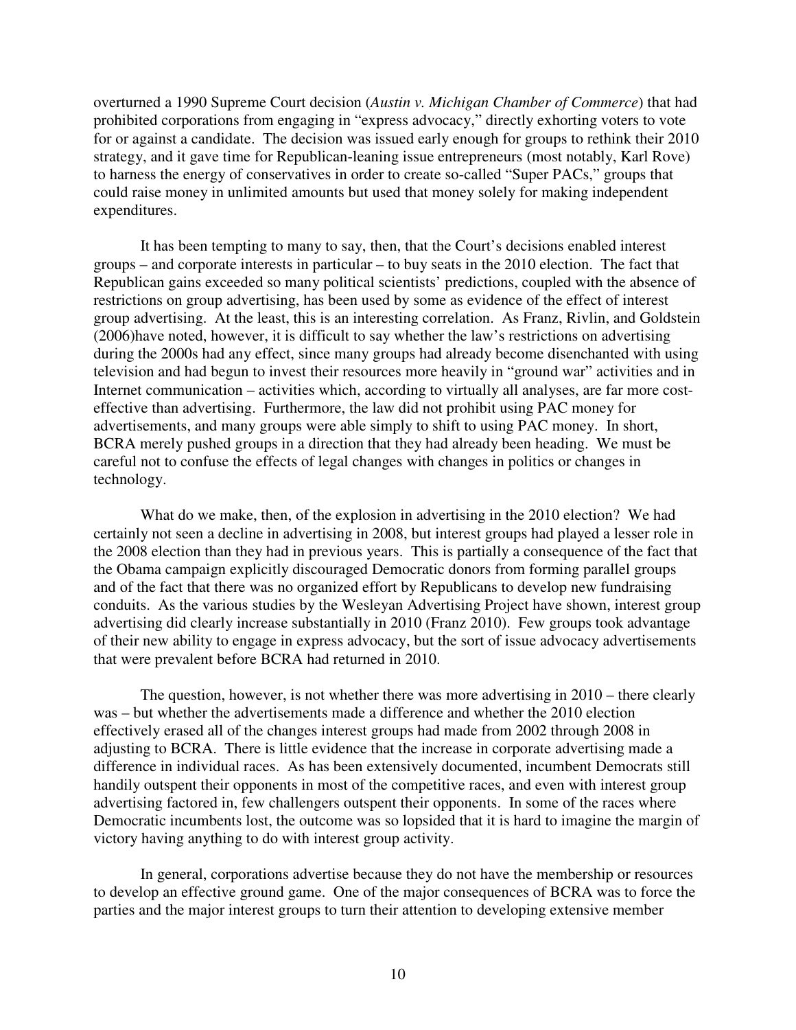overturned a 1990 Supreme Court decision (*Austin v. Michigan Chamber of Commerce*) that had prohibited corporations from engaging in "express advocacy," directly exhorting voters to vote for or against a candidate. The decision was issued early enough for groups to rethink their 2010 strategy, and it gave time for Republican-leaning issue entrepreneurs (most notably, Karl Rove) to harness the energy of conservatives in order to create so-called "Super PACs," groups that could raise money in unlimited amounts but used that money solely for making independent expenditures.

It has been tempting to many to say, then, that the Court's decisions enabled interest groups – and corporate interests in particular – to buy seats in the 2010 election. The fact that Republican gains exceeded so many political scientists' predictions, coupled with the absence of restrictions on group advertising, has been used by some as evidence of the effect of interest group advertising. At the least, this is an interesting correlation. As Franz, Rivlin, and Goldstein (2006)have noted, however, it is difficult to say whether the law's restrictions on advertising during the 2000s had any effect, since many groups had already become disenchanted with using television and had begun to invest their resources more heavily in "ground war" activities and in Internet communication – activities which, according to virtually all analyses, are far more cost-effective than advertising. Furthermore, the law did not prohibit using PAC money for advertisements, and many groups were able simply to shift to using PAC money. In short, BCRA merely pushed groups in a direction that they had already been heading. We must be careful not to confuse the effects of legal changes with changes in politics or changes in technology.

What do we make, then, of the explosion in advertising in the 2010 election? We had certainly not seen a decline in advertising in 2008, but interest groups had played a lesser role in the 2008 election than they had in previous years. This is partially a consequence of the fact that the Obama campaign explicitly discouraged Democratic donors from forming parallel groups and of the fact that there was no organized effort by Republicans to develop new fundraising conduits. As the various studies by the Wesleyan Advertising Project have shown, interest group advertising did clearly increase substantially in 2010 (Franz 2010). Few groups took advantage of their new ability to engage in express advocacy, but the sort of issue advocacy advertisements that were prevalent before BCRA had returned in 2010.

The question, however, is not whether there was more advertising in 2010 – there clearly was – but whether the advertisements made a difference and whether the 2010 election effectively erased all of the changes interest groups had made from 2002 through 2008 in adjusting to BCRA. There is little evidence that the increase in corporate advertising made a difference in individual races. As has been extensively documented, incumbent Democrats still handily outspent their opponents in most of the competitive races, and even with interest group advertising factored in, few challengers outspent their opponents. In some of the races where Democratic incumbents lost, the outcome was so lopsided that it is hard to imagine the margin of victory having anything to do with interest group activity.

In general, corporations advertise because they do not have the membership or resources to develop an effective ground game. One of the major consequences of BCRA was to force the parties and the major interest groups to turn their attention to developing extensive member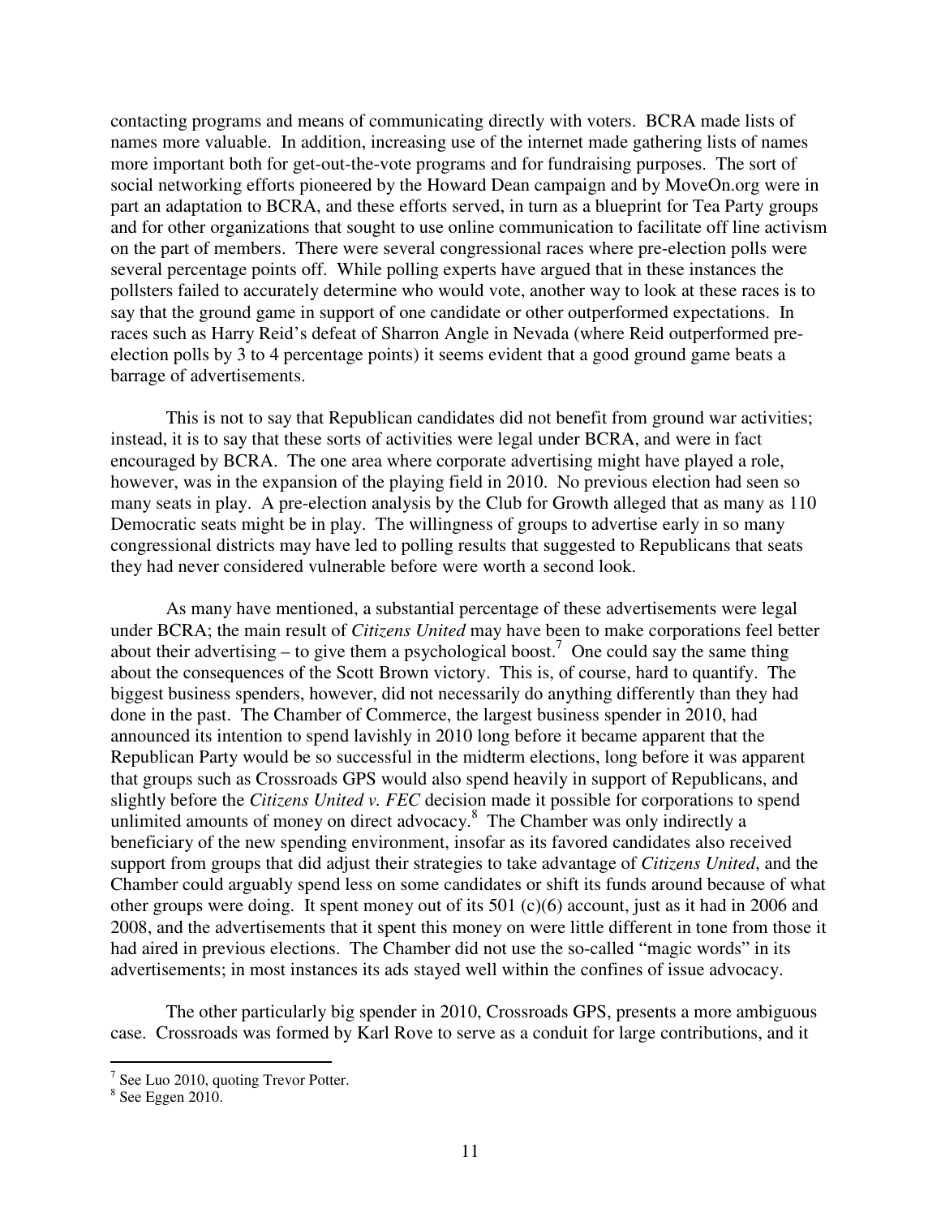contacting programs and means of communicating directly with voters. BCRA made lists of names more valuable. In addition, increasing use of the internet made gathering lists of names more important both for get-out-the-vote programs and for fundraising purposes. The sort of social networking efforts pioneered by the Howard Dean campaign and by MoveOn.org were in part an adaptation to BCRA, and these efforts served, in turn as a blueprint for Tea Party groups and for other organizations that sought to use online communication to facilitate off line activism on the part of members. There were several congressional races where pre-election polls were several percentage points off. While polling experts have argued that in these instances the pollsters failed to accurately determine who would vote, another way to look at these races is to say that the ground game in support of one candidate or other outperformed expectations. In races such as Harry Reid's defeat of Sharron Angle in Nevada (where Reid outperformed pre-election polls by 3 to 4 percentage points) it seems evident that a good ground game beats a barrage of advertisements.

This is not to say that Republican candidates did not benefit from ground war activities; instead, it is to say that these sorts of activities were legal under BCRA, and were in fact encouraged by BCRA. The one area where corporate advertising might have played a role, however, was in the expansion of the playing field in 2010. No previous election had seen so many seats in play. A pre-election analysis by the Club for Growth alleged that as many as 110 Democratic seats might be in play. The willingness of groups to advertise early in so many congressional districts may have led to polling results that suggested to Republicans that seats they had never considered vulnerable before were worth a second look.

As many have mentioned, a substantial percentage of these advertisements were legal under BCRA; the main result of *Citizens United* may have been to make corporations feel better about their advertising – to give them a psychological boost.[7] One could say the same thing about the consequences of the Scott Brown victory. This is, of course, hard to quantify. The biggest business spenders, however, did not necessarily do anything differently than they had done in the past. The Chamber of Commerce, the largest business spender in 2010, had announced its intention to spend lavishly in 2010 long before it became apparent that the Republican Party would be so successful in the midterm elections, long before it was apparent that groups such as Crossroads GPS would also spend heavily in support of Republicans, and slightly before the *Citizens United v. FEC* decision made it possible for corporations to spend unlimited amounts of money on direct advocacy.[8] The Chamber was only indirectly a beneficiary of the new spending environment, insofar as its favored candidates also received support from groups that did adjust their strategies to take advantage of *Citizens United*, and the Chamber could arguably spend less on some candidates or shift its funds around because of what other groups were doing. It spent money out of its 501 (c)(6) account, just as it had in 2006 and 2008, and the advertisements that it spent this money on were little different in tone from those it had aired in previous elections. The Chamber did not use the so-called "magic words" in its advertisements; in most instances its ads stayed well within the confines of issue advocacy.

The other particularly big spender in 2010, Crossroads GPS, presents a more ambiguous case. Crossroads was formed by Karl Rove to serve as a conduit for large contributions, and it

---

[7] See Luo 2010, quoting Trevor Potter.

[8] See Eggen 2010.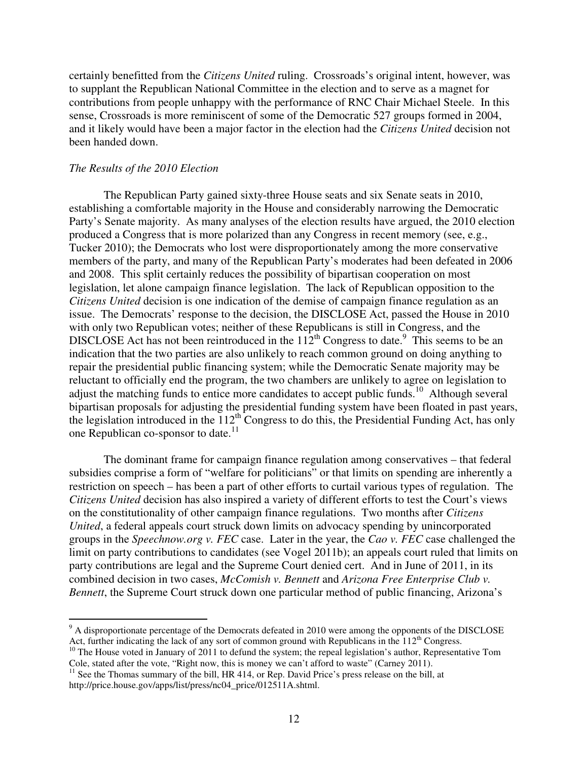certainly benefitted from the *Citizens United* ruling. Crossroads's original intent, however, was to supplant the Republican National Committee in the election and to serve as a magnet for contributions from people unhappy with the performance of RNC Chair Michael Steele. In this sense, Crossroads is more reminiscent of some of the Democratic 527 groups formed in 2004, and it likely would have been a major factor in the election had the *Citizens United* decision not been handed down.

*The Results of the 2010 Election*

The Republican Party gained sixty-three House seats and six Senate seats in 2010, establishing a comfortable majority in the House and considerably narrowing the Democratic Party's Senate majority. As many analyses of the election results have argued, the 2010 election produced a Congress that is more polarized than any Congress in recent memory (see, e.g., Tucker 2010); the Democrats who lost were disproportionately among the more conservative members of the party, and many of the Republican Party's moderates had been defeated in 2006 and 2008. This split certainly reduces the possibility of bipartisan cooperation on most legislation, let alone campaign finance legislation. The lack of Republican opposition to the *Citizens United* decision is one indication of the demise of campaign finance regulation as an issue. The Democrats' response to the decision, the DISCLOSE Act, passed the House in 2010 with only two Republican votes; neither of these Republicans is still in Congress, and the DISCLOSE Act has not been reintroduced in the 112th Congress to date.[9] This seems to be an indication that the two parties are also unlikely to reach common ground on doing anything to repair the presidential public financing system; while the Democratic Senate majority may be reluctant to officially end the program, the two chambers are unlikely to agree on legislation to adjust the matching funds to entice more candidates to accept public funds.[10] Although several bipartisan proposals for adjusting the presidential funding system have been floated in past years, the legislation introduced in the 112th Congress to do this, the Presidential Funding Act, has only one Republican co-sponsor to date.[11]

The dominant frame for campaign finance regulation among conservatives – that federal subsidies comprise a form of "welfare for politicians" or that limits on spending are inherently a restriction on speech – has been a part of other efforts to curtail various types of regulation. The *Citizens United* decision has also inspired a variety of different efforts to test the Court's views on the constitutionality of other campaign finance regulations. Two months after *Citizens United*, a federal appeals court struck down limits on advocacy spending by unincorporated groups in the *Speechnow.org v. FEC* case. Later in the year, the *Cao v. FEC* case challenged the limit on party contributions to candidates (see Vogel 2011b); an appeals court ruled that limits on party contributions are legal and the Supreme Court denied cert. And in June of 2011, in its combined decision in two cases, *McComish v. Bennett* and *Arizona Free Enterprise Club v. Bennett*, the Supreme Court struck down one particular method of public financing, Arizona's

[9] A disproportionate percentage of the Democrats defeated in 2010 were among the opponents of the DISCLOSE Act, further indicating the lack of any sort of common ground with Republicans in the 112th Congress.

[10] The House voted in January of 2011 to defund the system; the repeal legislation's author, Representative Tom Cole, stated after the vote, "Right now, this is money we can't afford to waste" (Carney 2011).

[11] See the Thomas summary of the bill, HR 414, or Rep. David Price's press release on the bill, at http://price.house.gov/apps/list/press/nc04_price/012511A.shtml.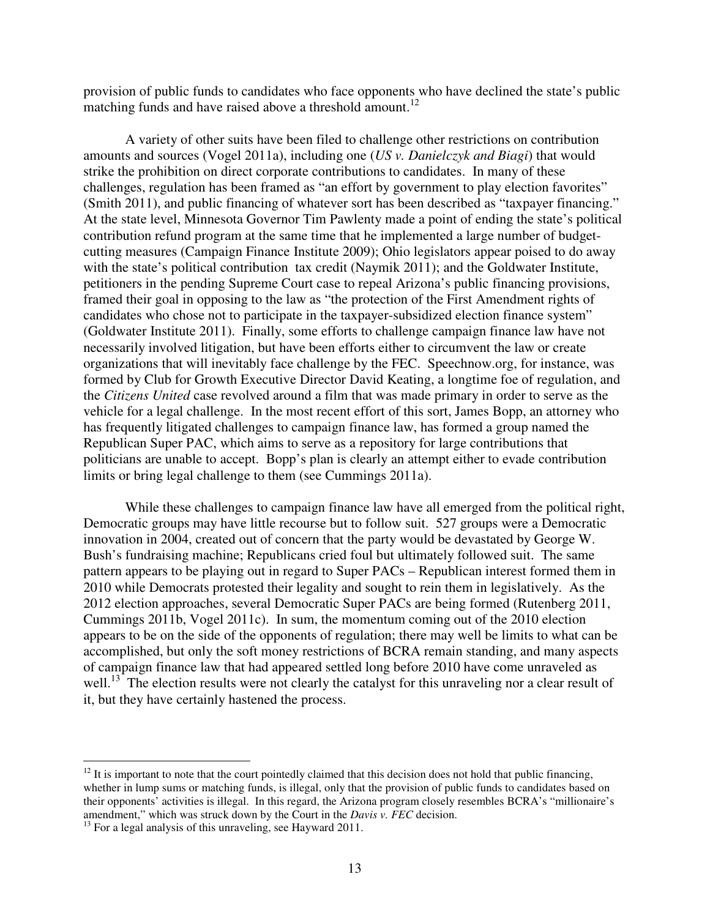provision of public funds to candidates who face opponents who have declined the state's public matching funds and have raised above a threshold amount.[12]

A variety of other suits have been filed to challenge other restrictions on contribution amounts and sources (Vogel 2011a), including one (*US v. Danielczyk and Biagi*) that would strike the prohibition on direct corporate contributions to candidates. In many of these challenges, regulation has been framed as "an effort by government to play election favorites" (Smith 2011), and public financing of whatever sort has been described as "taxpayer financing." At the state level, Minnesota Governor Tim Pawlenty made a point of ending the state's political contribution refund program at the same time that he implemented a large number of budget-cutting measures (Campaign Finance Institute 2009); Ohio legislators appear poised to do away with the state's political contribution tax credit (Naymik 2011); and the Goldwater Institute, petitioners in the pending Supreme Court case to repeal Arizona's public financing provisions, framed their goal in opposing to the law as "the protection of the First Amendment rights of candidates who chose not to participate in the taxpayer-subsidized election finance system" (Goldwater Institute 2011). Finally, some efforts to challenge campaign finance law have not necessarily involved litigation, but have been efforts either to circumvent the law or create organizations that will inevitably face challenge by the FEC. Speechnow.org, for instance, was formed by Club for Growth Executive Director David Keating, a longtime foe of regulation, and the *Citizens United* case revolved around a film that was made primary in order to serve as the vehicle for a legal challenge. In the most recent effort of this sort, James Bopp, an attorney who has frequently litigated challenges to campaign finance law, has formed a group named the Republican Super PAC, which aims to serve as a repository for large contributions that politicians are unable to accept. Bopp's plan is clearly an attempt either to evade contribution limits or bring legal challenge to them (see Cummings 2011a).

While these challenges to campaign finance law have all emerged from the political right, Democratic groups may have little recourse but to follow suit. 527 groups were a Democratic innovation in 2004, created out of concern that the party would be devastated by George W. Bush's fundraising machine; Republicans cried foul but ultimately followed suit. The same pattern appears to be playing out in regard to Super PACs – Republican interest formed them in 2010 while Democrats protested their legality and sought to rein them in legislatively. As the 2012 election approaches, several Democratic Super PACs are being formed (Rutenberg 2011, Cummings 2011b, Vogel 2011c). In sum, the momentum coming out of the 2010 election appears to be on the side of the opponents of regulation; there may well be limits to what can be accomplished, but only the soft money restrictions of BCRA remain standing, and many aspects of campaign finance law that had appeared settled long before 2010 have come unraveled as well.[13] The election results were not clearly the catalyst for this unraveling nor a clear result of it, but they have certainly hastened the process.

---

[12] It is important to note that the court pointedly claimed that this decision does not hold that public financing, whether in lump sums or matching funds, is illegal, only that the provision of public funds to candidates based on their opponents' activities is illegal. In this regard, the Arizona program closely resembles BCRA's "millionaire's amendment," which was struck down by the Court in the *Davis v. FEC* decision.

[13] For a legal analysis of this unraveling, see Hayward 2011.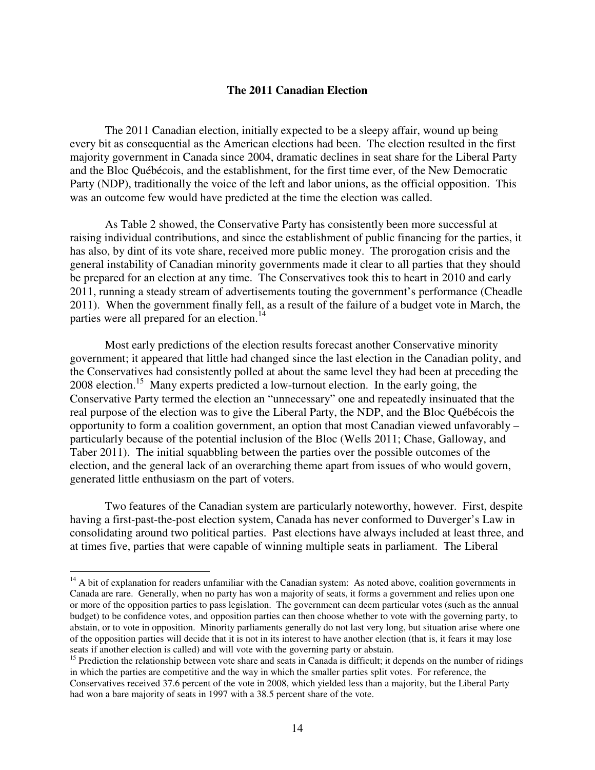### The 2011 Canadian Election

The 2011 Canadian election, initially expected to be a sleepy affair, wound up being every bit as consequential as the American elections had been. The election resulted in the first majority government in Canada since 2004, dramatic declines in seat share for the Liberal Party and the Bloc Québécois, and the establishment, for the first time ever, of the New Democratic Party (NDP), traditionally the voice of the left and labor unions, as the official opposition. This was an outcome few would have predicted at the time the election was called.

As Table 2 showed, the Conservative Party has consistently been more successful at raising individual contributions, and since the establishment of public financing for the parties, it has also, by dint of its vote share, received more public money. The prorogation crisis and the general instability of Canadian minority governments made it clear to all parties that they should be prepared for an election at any time. The Conservatives took this to heart in 2010 and early 2011, running a steady stream of advertisements touting the government's performance (Cheadle 2011). When the government finally fell, as a result of the failure of a budget vote in March, the parties were all prepared for an election.[14]

Most early predictions of the election results forecast another Conservative minority government; it appeared that little had changed since the last election in the Canadian polity, and the Conservatives had consistently polled at about the same level they had been at preceding the 2008 election.[15] Many experts predicted a low-turnout election. In the early going, the Conservative Party termed the election an "unnecessary" one and repeatedly insinuated that the real purpose of the election was to give the Liberal Party, the NDP, and the Bloc Québécois the opportunity to form a coalition government, an option that most Canadian viewed unfavorably – particularly because of the potential inclusion of the Bloc (Wells 2011; Chase, Galloway, and Taber 2011). The initial squabbling between the parties over the possible outcomes of the election, and the general lack of an overarching theme apart from issues of who would govern, generated little enthusiasm on the part of voters.

Two features of the Canadian system are particularly noteworthy, however. First, despite having a first-past-the-post election system, Canada has never conformed to Duverger's Law in consolidating around two political parties. Past elections have always included at least three, and at times five, parties that were capable of winning multiple seats in parliament. The Liberal

---

[14] A bit of explanation for readers unfamiliar with the Canadian system: As noted above, coalition governments in Canada are rare. Generally, when no party has won a majority of seats, it forms a government and relies upon one or more of the opposition parties to pass legislation. The government can deem particular votes (such as the annual budget) to be confidence votes, and opposition parties can then choose whether to vote with the governing party, to abstain, or to vote in opposition. Minority parliaments generally do not last very long, but situation arise where one of the opposition parties will decide that it is not in its interest to have another election (that is, it fears it may lose seats if another election is called) and will vote with the governing party or abstain.

[15] Prediction the relationship between vote share and seats in Canada is difficult; it depends on the number of ridings in which the parties are competitive and the way in which the smaller parties split votes. For reference, the Conservatives received 37.6 percent of the vote in 2008, which yielded less than a majority, but the Liberal Party had won a bare majority of seats in 1997 with a 38.5 percent share of the vote.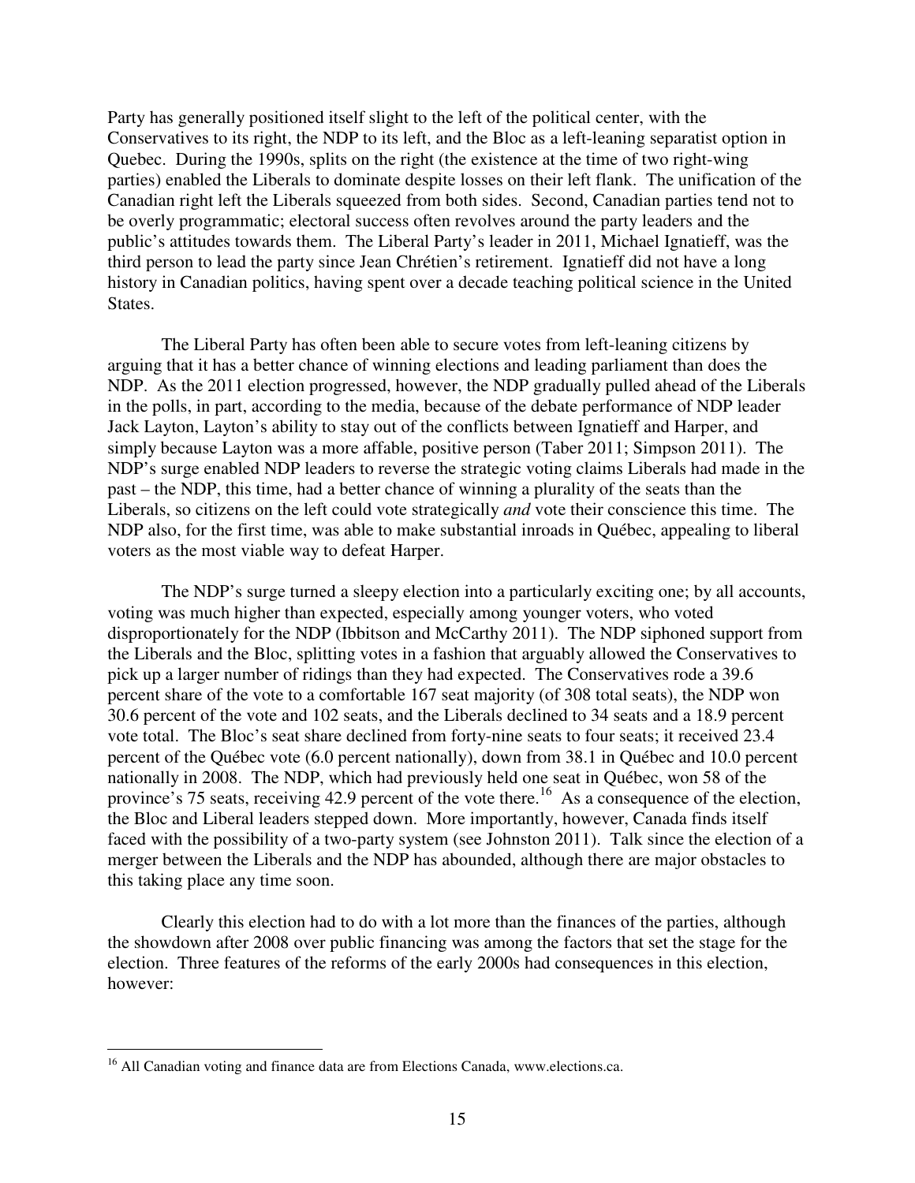Party has generally positioned itself slight to the left of the political center, with the Conservatives to its right, the NDP to its left, and the Bloc as a left-leaning separatist option in Quebec. During the 1990s, splits on the right (the existence at the time of two right-wing parties) enabled the Liberals to dominate despite losses on their left flank. The unification of the Canadian right left the Liberals squeezed from both sides. Second, Canadian parties tend not to be overly programmatic; electoral success often revolves around the party leaders and the public's attitudes towards them. The Liberal Party's leader in 2011, Michael Ignatieff, was the third person to lead the party since Jean Chrétien's retirement. Ignatieff did not have a long history in Canadian politics, having spent over a decade teaching political science in the United States.

The Liberal Party has often been able to secure votes from left-leaning citizens by arguing that it has a better chance of winning elections and leading parliament than does the NDP. As the 2011 election progressed, however, the NDP gradually pulled ahead of the Liberals in the polls, in part, according to the media, because of the debate performance of NDP leader Jack Layton, Layton's ability to stay out of the conflicts between Ignatieff and Harper, and simply because Layton was a more affable, positive person (Taber 2011; Simpson 2011). The NDP's surge enabled NDP leaders to reverse the strategic voting claims Liberals had made in the past – the NDP, this time, had a better chance of winning a plurality of the seats than the Liberals, so citizens on the left could vote strategically *and* vote their conscience this time. The NDP also, for the first time, was able to make substantial inroads in Québec, appealing to liberal voters as the most viable way to defeat Harper.

The NDP's surge turned a sleepy election into a particularly exciting one; by all accounts, voting was much higher than expected, especially among younger voters, who voted disproportionately for the NDP (Ibbitson and McCarthy 2011). The NDP siphoned support from the Liberals and the Bloc, splitting votes in a fashion that arguably allowed the Conservatives to pick up a larger number of ridings than they had expected. The Conservatives rode a 39.6 percent share of the vote to a comfortable 167 seat majority (of 308 total seats), the NDP won 30.6 percent of the vote and 102 seats, and the Liberals declined to 34 seats and a 18.9 percent vote total. The Bloc's seat share declined from forty-nine seats to four seats; it received 23.4 percent of the Québec vote (6.0 percent nationally), down from 38.1 in Québec and 10.0 percent nationally in 2008. The NDP, which had previously held one seat in Québec, won 58 of the province's 75 seats, receiving 42.9 percent of the vote there.[16] As a consequence of the election, the Bloc and Liberal leaders stepped down. More importantly, however, Canada finds itself faced with the possibility of a two-party system (see Johnston 2011). Talk since the election of a merger between the Liberals and the NDP has abounded, although there are major obstacles to this taking place any time soon.

Clearly this election had to do with a lot more than the finances of the parties, although the showdown after 2008 over public financing was among the factors that set the stage for the election. Three features of the reforms of the early 2000s had consequences in this election, however:

---

[16] All Canadian voting and finance data are from Elections Canada, www.elections.ca.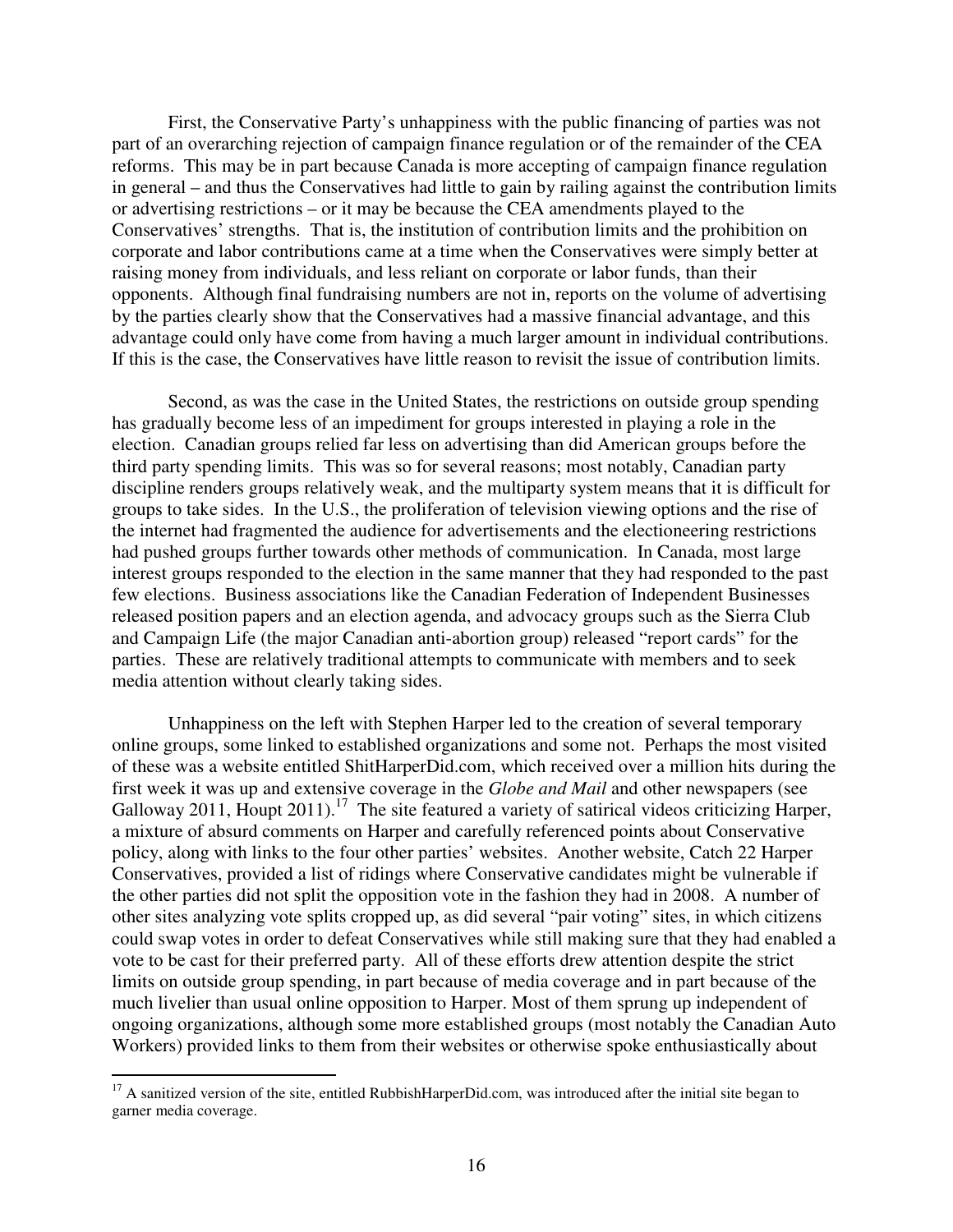First, the Conservative Party's unhappiness with the public financing of parties was not part of an overarching rejection of campaign finance regulation or of the remainder of the CEA reforms. This may be in part because Canada is more accepting of campaign finance regulation in general – and thus the Conservatives had little to gain by railing against the contribution limits or advertising restrictions – or it may be because the CEA amendments played to the Conservatives' strengths. That is, the institution of contribution limits and the prohibition on corporate and labor contributions came at a time when the Conservatives were simply better at raising money from individuals, and less reliant on corporate or labor funds, than their opponents. Although final fundraising numbers are not in, reports on the volume of advertising by the parties clearly show that the Conservatives had a massive financial advantage, and this advantage could only have come from having a much larger amount in individual contributions. If this is the case, the Conservatives have little reason to revisit the issue of contribution limits.

Second, as was the case in the United States, the restrictions on outside group spending has gradually become less of an impediment for groups interested in playing a role in the election. Canadian groups relied far less on advertising than did American groups before the third party spending limits. This was so for several reasons; most notably, Canadian party discipline renders groups relatively weak, and the multiparty system means that it is difficult for groups to take sides. In the U.S., the proliferation of television viewing options and the rise of the internet had fragmented the audience for advertisements and the electioneering restrictions had pushed groups further towards other methods of communication. In Canada, most large interest groups responded to the election in the same manner that they had responded to the past few elections. Business associations like the Canadian Federation of Independent Businesses released position papers and an election agenda, and advocacy groups such as the Sierra Club and Campaign Life (the major Canadian anti-abortion group) released "report cards" for the parties. These are relatively traditional attempts to communicate with members and to seek media attention without clearly taking sides.

Unhappiness on the left with Stephen Harper led to the creation of several temporary online groups, some linked to established organizations and some not. Perhaps the most visited of these was a website entitled ShitHarperDid.com, which received over a million hits during the first week it was up and extensive coverage in the *Globe and Mail* and other newspapers (see Galloway 2011, Houpt 2011).[17] The site featured a variety of satirical videos criticizing Harper, a mixture of absurd comments on Harper and carefully referenced points about Conservative policy, along with links to the four other parties' websites. Another website, Catch 22 Harper Conservatives, provided a list of ridings where Conservative candidates might be vulnerable if the other parties did not split the opposition vote in the fashion they had in 2008. A number of other sites analyzing vote splits cropped up, as did several "pair voting" sites, in which citizens could swap votes in order to defeat Conservatives while still making sure that they had enabled a vote to be cast for their preferred party. All of these efforts drew attention despite the strict limits on outside group spending, in part because of media coverage and in part because of the much livelier than usual online opposition to Harper. Most of them sprung up independent of ongoing organizations, although some more established groups (most notably the Canadian Auto Workers) provided links to them from their websites or otherwise spoke enthusiastically about

---

[17] A sanitized version of the site, entitled RubbishHarperDid.com, was introduced after the initial site began to garner media coverage.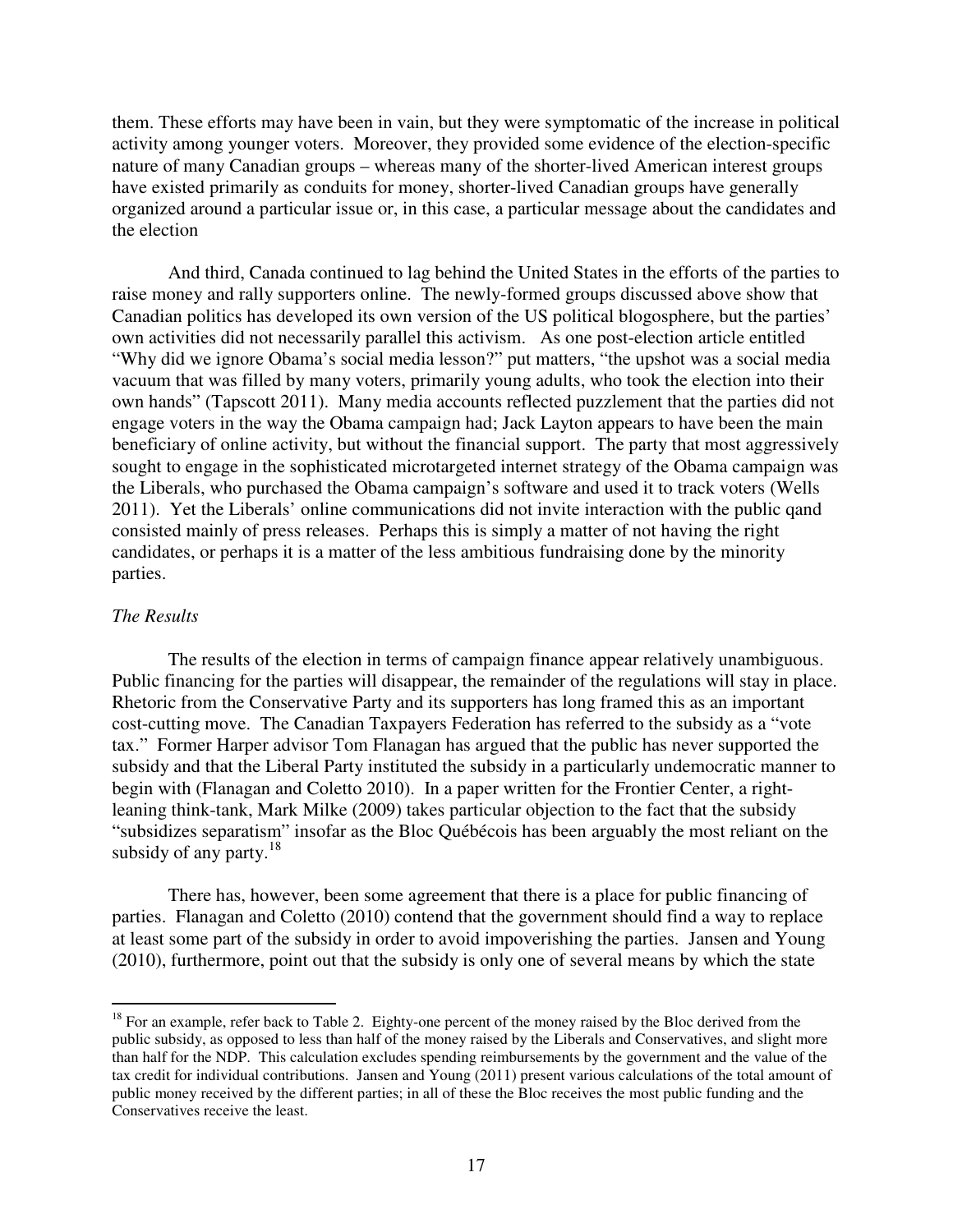them. These efforts may have been in vain, but they were symptomatic of the increase in political activity among younger voters. Moreover, they provided some evidence of the election-specific nature of many Canadian groups – whereas many of the shorter-lived American interest groups have existed primarily as conduits for money, shorter-lived Canadian groups have generally organized around a particular issue or, in this case, a particular message about the candidates and the election

And third, Canada continued to lag behind the United States in the efforts of the parties to raise money and rally supporters online. The newly-formed groups discussed above show that Canadian politics has developed its own version of the US political blogosphere, but the parties' own activities did not necessarily parallel this activism. As one post-election article entitled "Why did we ignore Obama's social media lesson?" put matters, "the upshot was a social media vacuum that was filled by many voters, primarily young adults, who took the election into their own hands" (Tapscott 2011). Many media accounts reflected puzzlement that the parties did not engage voters in the way the Obama campaign had; Jack Layton appears to have been the main beneficiary of online activity, but without the financial support. The party that most aggressively sought to engage in the sophisticated microtargeted internet strategy of the Obama campaign was the Liberals, who purchased the Obama campaign's software and used it to track voters (Wells 2011). Yet the Liberals' online communications did not invite interaction with the public qand consisted mainly of press releases. Perhaps this is simply a matter of not having the right candidates, or perhaps it is a matter of the less ambitious fundraising done by the minority parties.

*The Results*

The results of the election in terms of campaign finance appear relatively unambiguous. Public financing for the parties will disappear, the remainder of the regulations will stay in place. Rhetoric from the Conservative Party and its supporters has long framed this as an important cost-cutting move. The Canadian Taxpayers Federation has referred to the subsidy as a "vote tax." Former Harper advisor Tom Flanagan has argued that the public has never supported the subsidy and that the Liberal Party instituted the subsidy in a particularly undemocratic manner to begin with (Flanagan and Coletto 2010). In a paper written for the Frontier Center, a right-leaning think-tank, Mark Milke (2009) takes particular objection to the fact that the subsidy "subsidizes separatism" insofar as the Bloc Québécois has been arguably the most reliant on the subsidy of any party.[18]

There has, however, been some agreement that there is a place for public financing of parties. Flanagan and Coletto (2010) contend that the government should find a way to replace at least some part of the subsidy in order to avoid impoverishing the parties. Jansen and Young (2010), furthermore, point out that the subsidy is only one of several means by which the state

[18] For an example, refer back to Table 2. Eighty-one percent of the money raised by the Bloc derived from the public subsidy, as opposed to less than half of the money raised by the Liberals and Conservatives, and slight more than half for the NDP. This calculation excludes spending reimbursements by the government and the value of the tax credit for individual contributions. Jansen and Young (2011) present various calculations of the total amount of public money received by the different parties; in all of these the Bloc receives the most public funding and the Conservatives receive the least.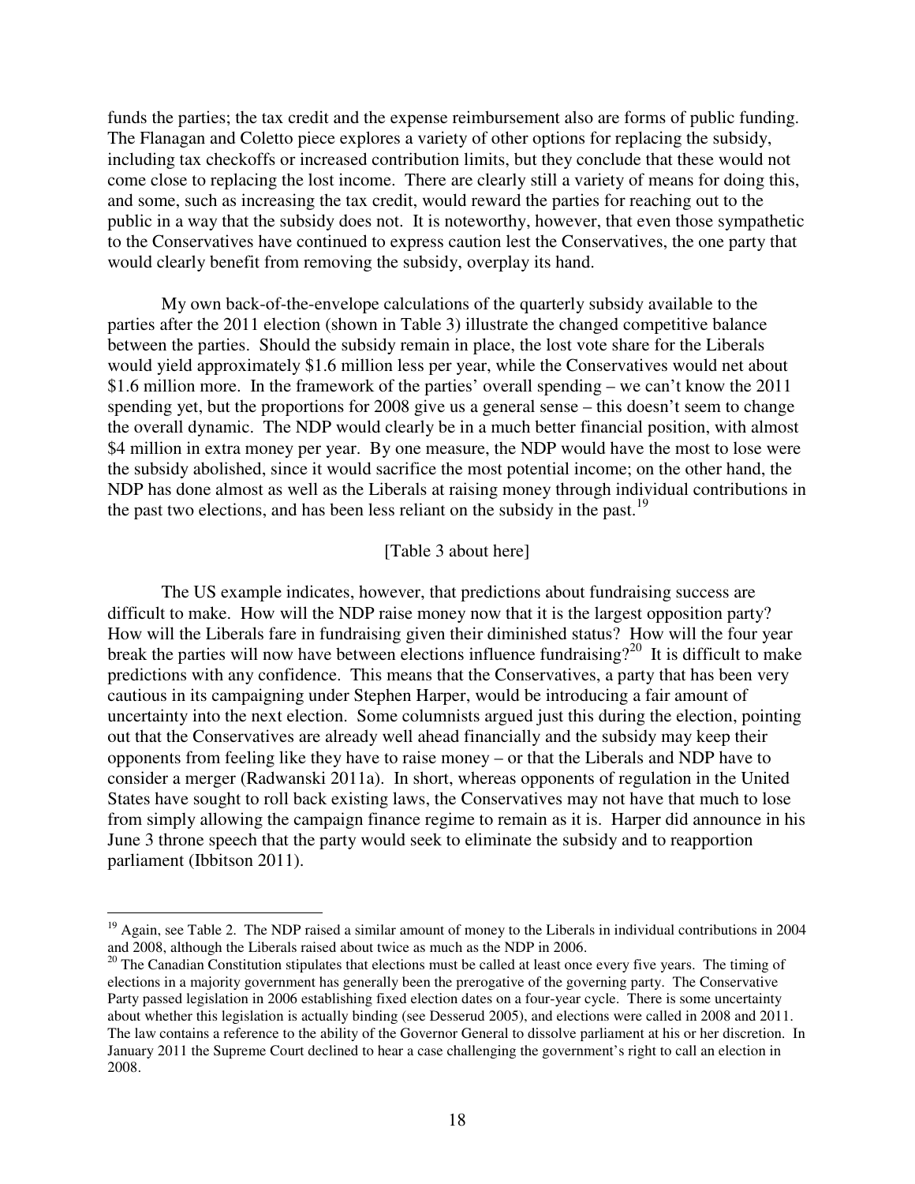funds the parties; the tax credit and the expense reimbursement also are forms of public funding. The Flanagan and Coletto piece explores a variety of other options for replacing the subsidy, including tax checkoffs or increased contribution limits, but they conclude that these would not come close to replacing the lost income. There are clearly still a variety of means for doing this, and some, such as increasing the tax credit, would reward the parties for reaching out to the public in a way that the subsidy does not. It is noteworthy, however, that even those sympathetic to the Conservatives have continued to express caution lest the Conservatives, the one party that would clearly benefit from removing the subsidy, overplay its hand.

My own back-of-the-envelope calculations of the quarterly subsidy available to the parties after the 2011 election (shown in Table 3) illustrate the changed competitive balance between the parties. Should the subsidy remain in place, the lost vote share for the Liberals would yield approximately $1.6 million less per year, while the Conservatives would net about $1.6 million more. In the framework of the parties' overall spending – we can't know the 2011 spending yet, but the proportions for 2008 give us a general sense – this doesn't seem to change the overall dynamic. The NDP would clearly be in a much better financial position, with almost $4 million in extra money per year. By one measure, the NDP would have the most to lose were the subsidy abolished, since it would sacrifice the most potential income; on the other hand, the NDP has done almost as well as the Liberals at raising money through individual contributions in the past two elections, and has been less reliant on the subsidy in the past.[19]

[Table 3 about here]

The US example indicates, however, that predictions about fundraising success are difficult to make. How will the NDP raise money now that it is the largest opposition party? How will the Liberals fare in fundraising given their diminished status? How will the four year break the parties will now have between elections influence fundraising?[20] It is difficult to make predictions with any confidence. This means that the Conservatives, a party that has been very cautious in its campaigning under Stephen Harper, would be introducing a fair amount of uncertainty into the next election. Some columnists argued just this during the election, pointing out that the Conservatives are already well ahead financially and the subsidy may keep their opponents from feeling like they have to raise money – or that the Liberals and NDP have to consider a merger (Radwanski 2011a). In short, whereas opponents of regulation in the United States have sought to roll back existing laws, the Conservatives may not have that much to lose from simply allowing the campaign finance regime to remain as it is. Harper did announce in his June 3 throne speech that the party would seek to eliminate the subsidy and to reapportion parliament (Ibbitson 2011).

---

[19] Again, see Table 2. The NDP raised a similar amount of money to the Liberals in individual contributions in 2004 and 2008, although the Liberals raised about twice as much as the NDP in 2006.

[20] The Canadian Constitution stipulates that elections must be called at least once every five years. The timing of elections in a majority government has generally been the prerogative of the governing party. The Conservative Party passed legislation in 2006 establishing fixed election dates on a four-year cycle. There is some uncertainty about whether this legislation is actually binding (see Desserud 2005), and elections were called in 2008 and 2011. The law contains a reference to the ability of the Governor General to dissolve parliament at his or her discretion. In January 2011 the Supreme Court declined to hear a case challenging the government's right to call an election in 2008.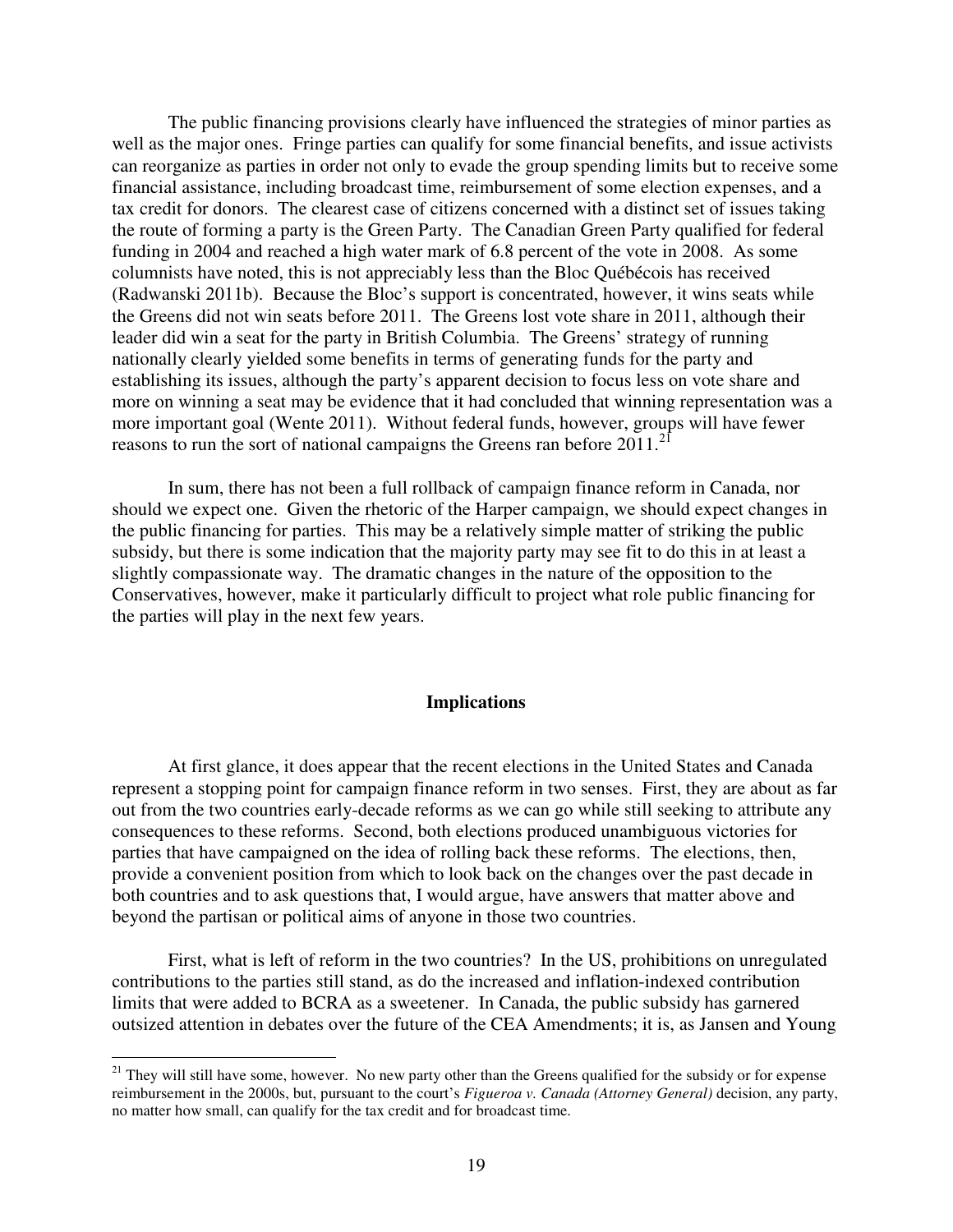The public financing provisions clearly have influenced the strategies of minor parties as well as the major ones. Fringe parties can qualify for some financial benefits, and issue activists can reorganize as parties in order not only to evade the group spending limits but to receive some financial assistance, including broadcast time, reimbursement of some election expenses, and a tax credit for donors. The clearest case of citizens concerned with a distinct set of issues taking the route of forming a party is the Green Party. The Canadian Green Party qualified for federal funding in 2004 and reached a high water mark of 6.8 percent of the vote in 2008. As some columnists have noted, this is not appreciably less than the Bloc Québécois has received (Radwanski 2011b). Because the Bloc's support is concentrated, however, it wins seats while the Greens did not win seats before 2011. The Greens lost vote share in 2011, although their leader did win a seat for the party in British Columbia. The Greens' strategy of running nationally clearly yielded some benefits in terms of generating funds for the party and establishing its issues, although the party's apparent decision to focus less on vote share and more on winning a seat may be evidence that it had concluded that winning representation was a more important goal (Wente 2011). Without federal funds, however, groups will have fewer reasons to run the sort of national campaigns the Greens ran before 2011.[21]

In sum, there has not been a full rollback of campaign finance reform in Canada, nor should we expect one. Given the rhetoric of the Harper campaign, we should expect changes in the public financing for parties. This may be a relatively simple matter of striking the public subsidy, but there is some indication that the majority party may see fit to do this in at least a slightly compassionate way. The dramatic changes in the nature of the opposition to the Conservatives, however, make it particularly difficult to project what role public financing for the parties will play in the next few years.

## Implications

At first glance, it does appear that the recent elections in the United States and Canada represent a stopping point for campaign finance reform in two senses. First, they are about as far out from the two countries early-decade reforms as we can go while still seeking to attribute any consequences to these reforms. Second, both elections produced unambiguous victories for parties that have campaigned on the idea of rolling back these reforms. The elections, then, provide a convenient position from which to look back on the changes over the past decade in both countries and to ask questions that, I would argue, have answers that matter above and beyond the partisan or political aims of anyone in those two countries.

First, what is left of reform in the two countries? In the US, prohibitions on unregulated contributions to the parties still stand, as do the increased and inflation-indexed contribution limits that were added to BCRA as a sweetener. In Canada, the public subsidy has garnered outsized attention in debates over the future of the CEA Amendments; it is, as Jansen and Young

[21] They will still have some, however. No new party other than the Greens qualified for the subsidy or for expense reimbursement in the 2000s, but, pursuant to the court's *Figueroa v. Canada (Attorney General)* decision, any party, no matter how small, can qualify for the tax credit and for broadcast time.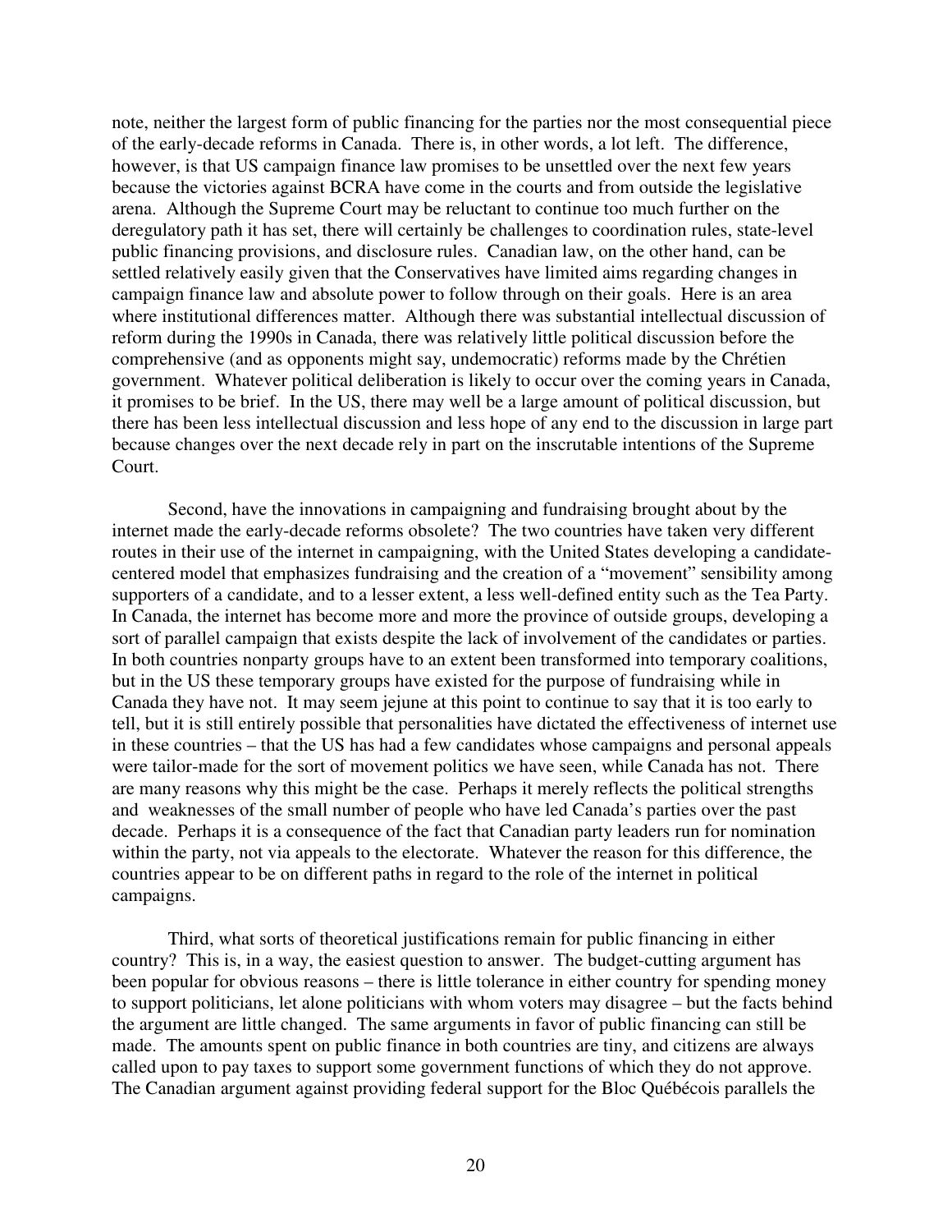note, neither the largest form of public financing for the parties nor the most consequential piece of the early-decade reforms in Canada. There is, in other words, a lot left. The difference, however, is that US campaign finance law promises to be unsettled over the next few years because the victories against BCRA have come in the courts and from outside the legislative arena. Although the Supreme Court may be reluctant to continue too much further on the deregulatory path it has set, there will certainly be challenges to coordination rules, state-level public financing provisions, and disclosure rules. Canadian law, on the other hand, can be settled relatively easily given that the Conservatives have limited aims regarding changes in campaign finance law and absolute power to follow through on their goals. Here is an area where institutional differences matter. Although there was substantial intellectual discussion of reform during the 1990s in Canada, there was relatively little political discussion before the comprehensive (and as opponents might say, undemocratic) reforms made by the Chrétien government. Whatever political deliberation is likely to occur over the coming years in Canada, it promises to be brief. In the US, there may well be a large amount of political discussion, but there has been less intellectual discussion and less hope of any end to the discussion in large part because changes over the next decade rely in part on the inscrutable intentions of the Supreme Court.

Second, have the innovations in campaigning and fundraising brought about by the internet made the early-decade reforms obsolete? The two countries have taken very different routes in their use of the internet in campaigning, with the United States developing a candidate-centered model that emphasizes fundraising and the creation of a "movement" sensibility among supporters of a candidate, and to a lesser extent, a less well-defined entity such as the Tea Party. In Canada, the internet has become more and more the province of outside groups, developing a sort of parallel campaign that exists despite the lack of involvement of the candidates or parties. In both countries nonparty groups have to an extent been transformed into temporary coalitions, but in the US these temporary groups have existed for the purpose of fundraising while in Canada they have not. It may seem jejune at this point to continue to say that it is too early to tell, but it is still entirely possible that personalities have dictated the effectiveness of internet use in these countries – that the US has had a few candidates whose campaigns and personal appeals were tailor-made for the sort of movement politics we have seen, while Canada has not. There are many reasons why this might be the case. Perhaps it merely reflects the political strengths and weaknesses of the small number of people who have led Canada's parties over the past decade. Perhaps it is a consequence of the fact that Canadian party leaders run for nomination within the party, not via appeals to the electorate. Whatever the reason for this difference, the countries appear to be on different paths in regard to the role of the internet in political campaigns.

Third, what sorts of theoretical justifications remain for public financing in either country? This is, in a way, the easiest question to answer. The budget-cutting argument has been popular for obvious reasons – there is little tolerance in either country for spending money to support politicians, let alone politicians with whom voters may disagree – but the facts behind the argument are little changed. The same arguments in favor of public financing can still be made. The amounts spent on public finance in both countries are tiny, and citizens are always called upon to pay taxes to support some government functions of which they do not approve. The Canadian argument against providing federal support for the Bloc Québécois parallels the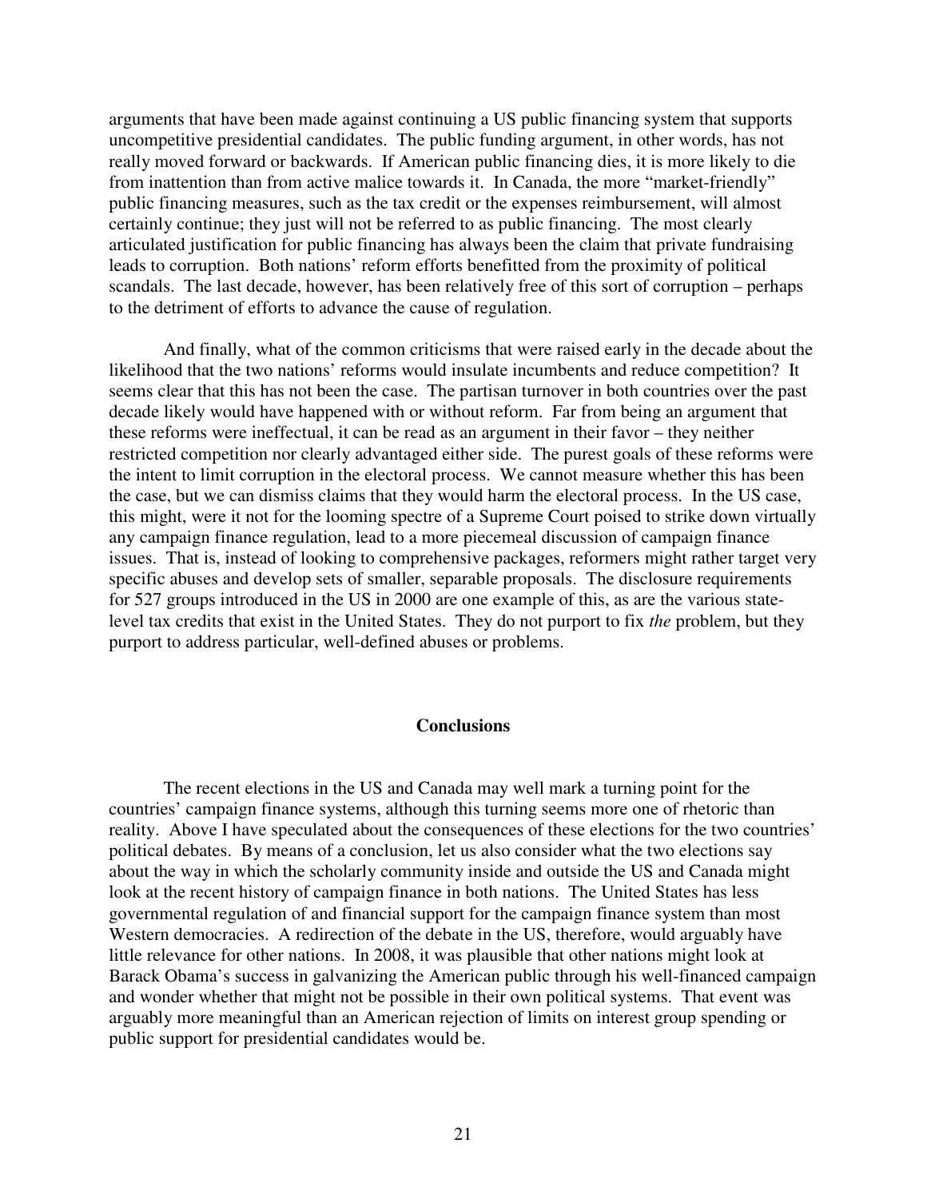arguments that have been made against continuing a US public financing system that supports uncompetitive presidential candidates. The public funding argument, in other words, has not really moved forward or backwards. If American public financing dies, it is more likely to die from inattention than from active malice towards it. In Canada, the more "market-friendly" public financing measures, such as the tax credit or the expenses reimbursement, will almost certainly continue; they just will not be referred to as public financing. The most clearly articulated justification for public financing has always been the claim that private fundraising leads to corruption. Both nations' reform efforts benefitted from the proximity of political scandals. The last decade, however, has been relatively free of this sort of corruption – perhaps to the detriment of efforts to advance the cause of regulation.

And finally, what of the common criticisms that were raised early in the decade about the likelihood that the two nations' reforms would insulate incumbents and reduce competition? It seems clear that this has not been the case. The partisan turnover in both countries over the past decade likely would have happened with or without reform. Far from being an argument that these reforms were ineffectual, it can be read as an argument in their favor – they neither restricted competition nor clearly advantaged either side. The purest goals of these reforms were the intent to limit corruption in the electoral process. We cannot measure whether this has been the case, but we can dismiss claims that they would harm the electoral process. In the US case, this might, were it not for the looming spectre of a Supreme Court poised to strike down virtually any campaign finance regulation, lead to a more piecemeal discussion of campaign finance issues. That is, instead of looking to comprehensive packages, reformers might rather target very specific abuses and develop sets of smaller, separable proposals. The disclosure requirements for 527 groups introduced in the US in 2000 are one example of this, as are the various state-level tax credits that exist in the United States. They do not purport to fix *the* problem, but they purport to address particular, well-defined abuses or problems.

## Conclusions

The recent elections in the US and Canada may well mark a turning point for the countries' campaign finance systems, although this turning seems more one of rhetoric than reality. Above I have speculated about the consequences of these elections for the two countries' political debates. By means of a conclusion, let us also consider what the two elections say about the way in which the scholarly community inside and outside the US and Canada might look at the recent history of campaign finance in both nations. The United States has less governmental regulation of and financial support for the campaign finance system than most Western democracies. A redirection of the debate in the US, therefore, would arguably have little relevance for other nations. In 2008, it was plausible that other nations might look at Barack Obama's success in galvanizing the American public through his well-financed campaign and wonder whether that might not be possible in their own political systems. That event was arguably more meaningful than an American rejection of limits on interest group spending or public support for presidential candidates would be.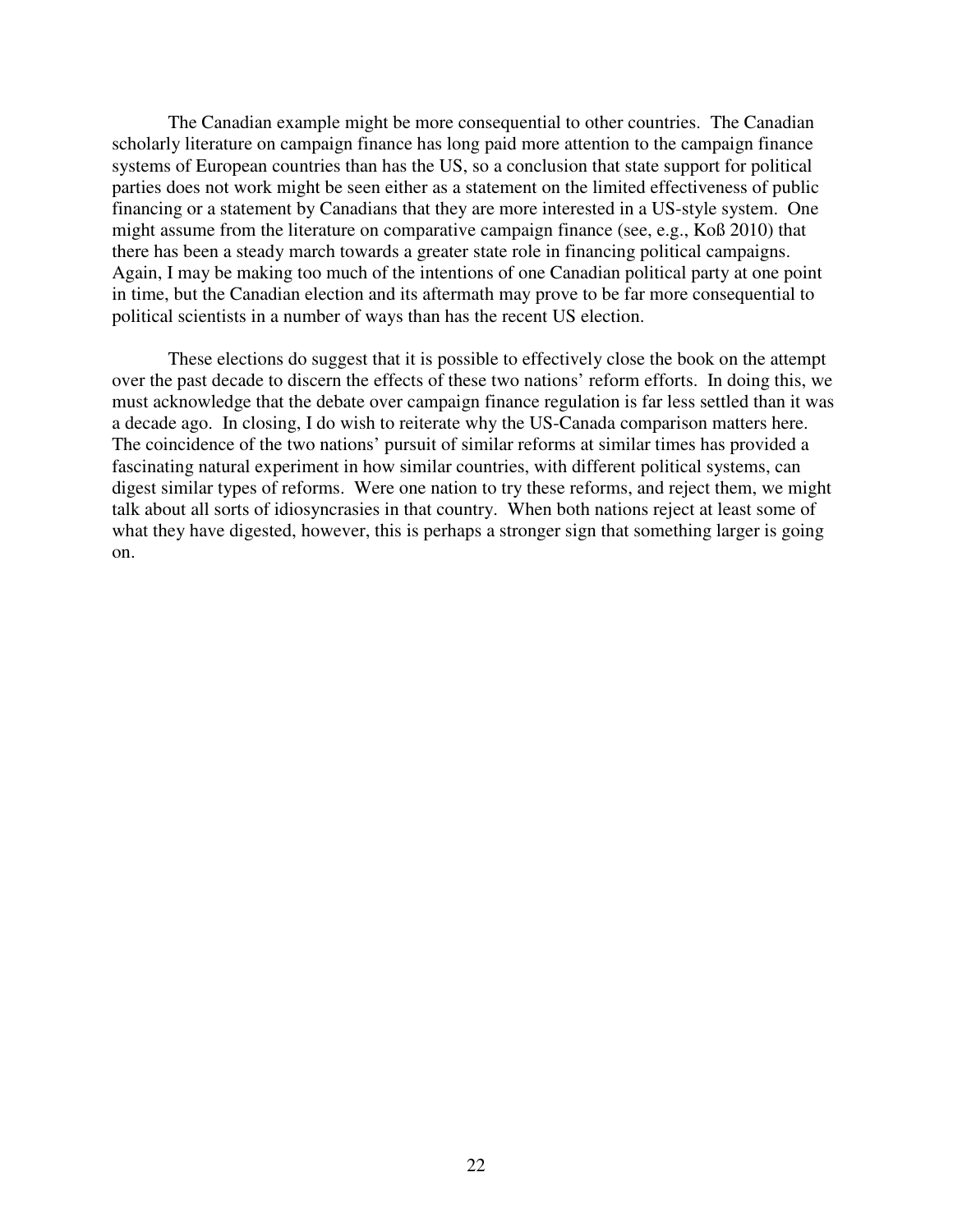The Canadian example might be more consequential to other countries. The Canadian scholarly literature on campaign finance has long paid more attention to the campaign finance systems of European countries than has the US, so a conclusion that state support for political parties does not work might be seen either as a statement on the limited effectiveness of public financing or a statement by Canadians that they are more interested in a US-style system. One might assume from the literature on comparative campaign finance (see, e.g., Koß 2010) that there has been a steady march towards a greater state role in financing political campaigns. Again, I may be making too much of the intentions of one Canadian political party at one point in time, but the Canadian election and its aftermath may prove to be far more consequential to political scientists in a number of ways than has the recent US election.

These elections do suggest that it is possible to effectively close the book on the attempt over the past decade to discern the effects of these two nations' reform efforts. In doing this, we must acknowledge that the debate over campaign finance regulation is far less settled than it was a decade ago. In closing, I do wish to reiterate why the US-Canada comparison matters here. The coincidence of the two nations' pursuit of similar reforms at similar times has provided a fascinating natural experiment in how similar countries, with different political systems, can digest similar types of reforms. Were one nation to try these reforms, and reject them, we might talk about all sorts of idiosyncrasies in that country. When both nations reject at least some of what they have digested, however, this is perhaps a stronger sign that something larger is going on.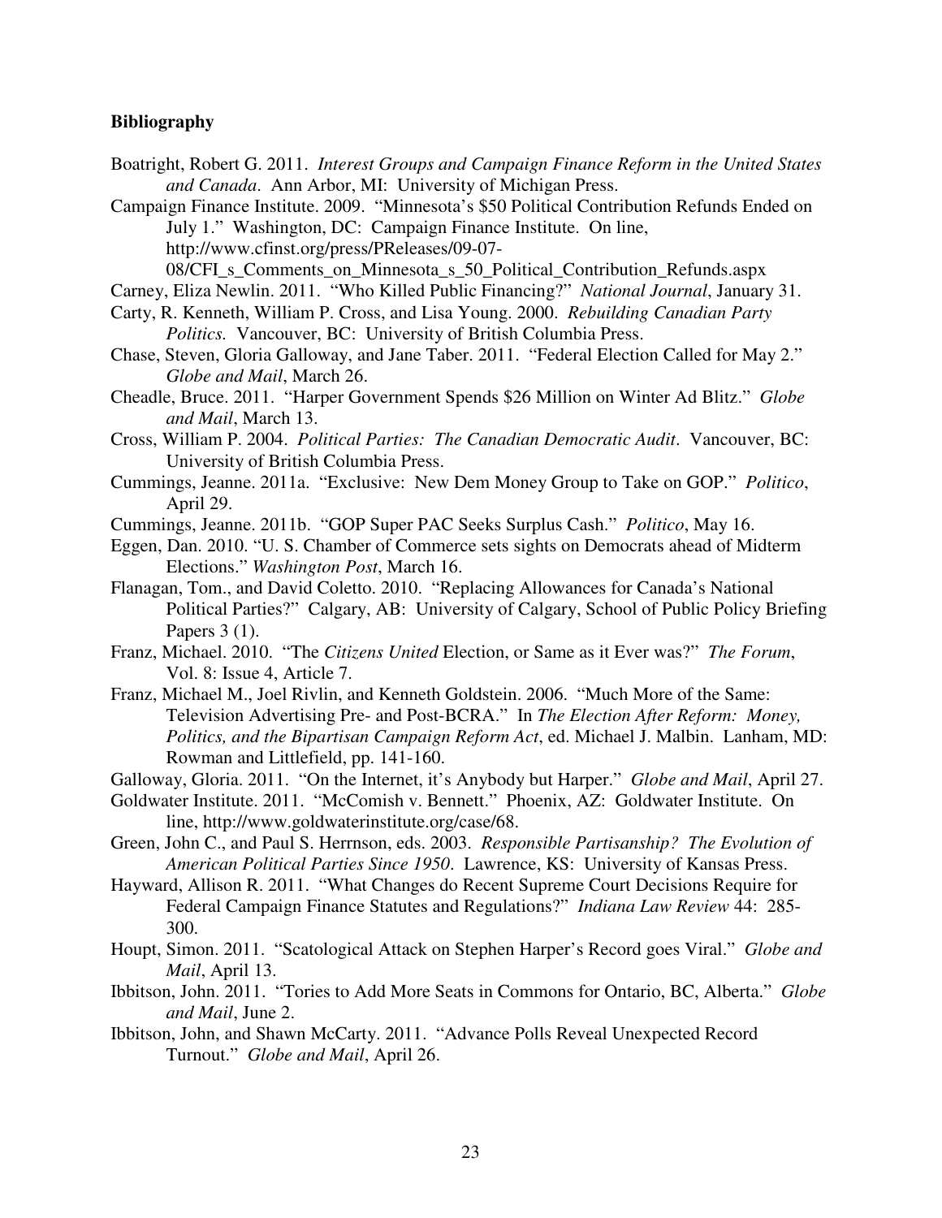**Bibliography**

Boatright, Robert G. 2011. *Interest Groups and Campaign Finance Reform in the United States and Canada*. Ann Arbor, MI: University of Michigan Press.

Campaign Finance Institute. 2009. "Minnesota's $50 Political Contribution Refunds Ended on July 1." Washington, DC: Campaign Finance Institute. On line, http://www.cfinst.org/press/PReleases/09-07-08/CFI_s_Comments_on_Minnesota_s_50_Political_Contribution_Refunds.aspx

Carney, Eliza Newlin. 2011. "Who Killed Public Financing?" *National Journal*, January 31.

Carty, R. Kenneth, William P. Cross, and Lisa Young. 2000. *Rebuilding Canadian Party Politics.* Vancouver, BC: University of British Columbia Press.

Chase, Steven, Gloria Galloway, and Jane Taber. 2011. "Federal Election Called for May 2." *Globe and Mail*, March 26.

Cheadle, Bruce. 2011. "Harper Government Spends $26 Million on Winter Ad Blitz." *Globe and Mail*, March 13.

Cross, William P. 2004. *Political Parties: The Canadian Democratic Audit*. Vancouver, BC: University of British Columbia Press.

Cummings, Jeanne. 2011a. "Exclusive: New Dem Money Group to Take on GOP." *Politico*, April 29.

Cummings, Jeanne. 2011b. "GOP Super PAC Seeks Surplus Cash." *Politico*, May 16.

Eggen, Dan. 2010. "U. S. Chamber of Commerce sets sights on Democrats ahead of Midterm Elections." *Washington Post*, March 16.

Flanagan, Tom., and David Coletto. 2010. "Replacing Allowances for Canada's National Political Parties?" Calgary, AB: University of Calgary, School of Public Policy Briefing Papers 3 (1).

Franz, Michael. 2010. "The *Citizens United* Election, or Same as it Ever was?" *The Forum*, Vol. 8: Issue 4, Article 7.

Franz, Michael M., Joel Rivlin, and Kenneth Goldstein. 2006. "Much More of the Same: Television Advertising Pre- and Post-BCRA." In *The Election After Reform: Money, Politics, and the Bipartisan Campaign Reform Act*, ed. Michael J. Malbin. Lanham, MD: Rowman and Littlefield, pp. 141-160.

Galloway, Gloria. 2011. "On the Internet, it's Anybody but Harper." *Globe and Mail*, April 27.

Goldwater Institute. 2011. "McComish v. Bennett." Phoenix, AZ: Goldwater Institute. On line, http://www.goldwaterinstitute.org/case/68.

Green, John C., and Paul S. Herrnson, eds. 2003. *Responsible Partisanship? The Evolution of American Political Parties Since 1950*. Lawrence, KS: University of Kansas Press.

Hayward, Allison R. 2011. "What Changes do Recent Supreme Court Decisions Require for Federal Campaign Finance Statutes and Regulations?" *Indiana Law Review* 44: 285-300.

Houpt, Simon. 2011. "Scatological Attack on Stephen Harper's Record goes Viral." *Globe and Mail*, April 13.

Ibbitson, John. 2011. "Tories to Add More Seats in Commons for Ontario, BC, Alberta." *Globe and Mail*, June 2.

Ibbitson, John, and Shawn McCarty. 2011. "Advance Polls Reveal Unexpected Record Turnout." *Globe and Mail*, April 26.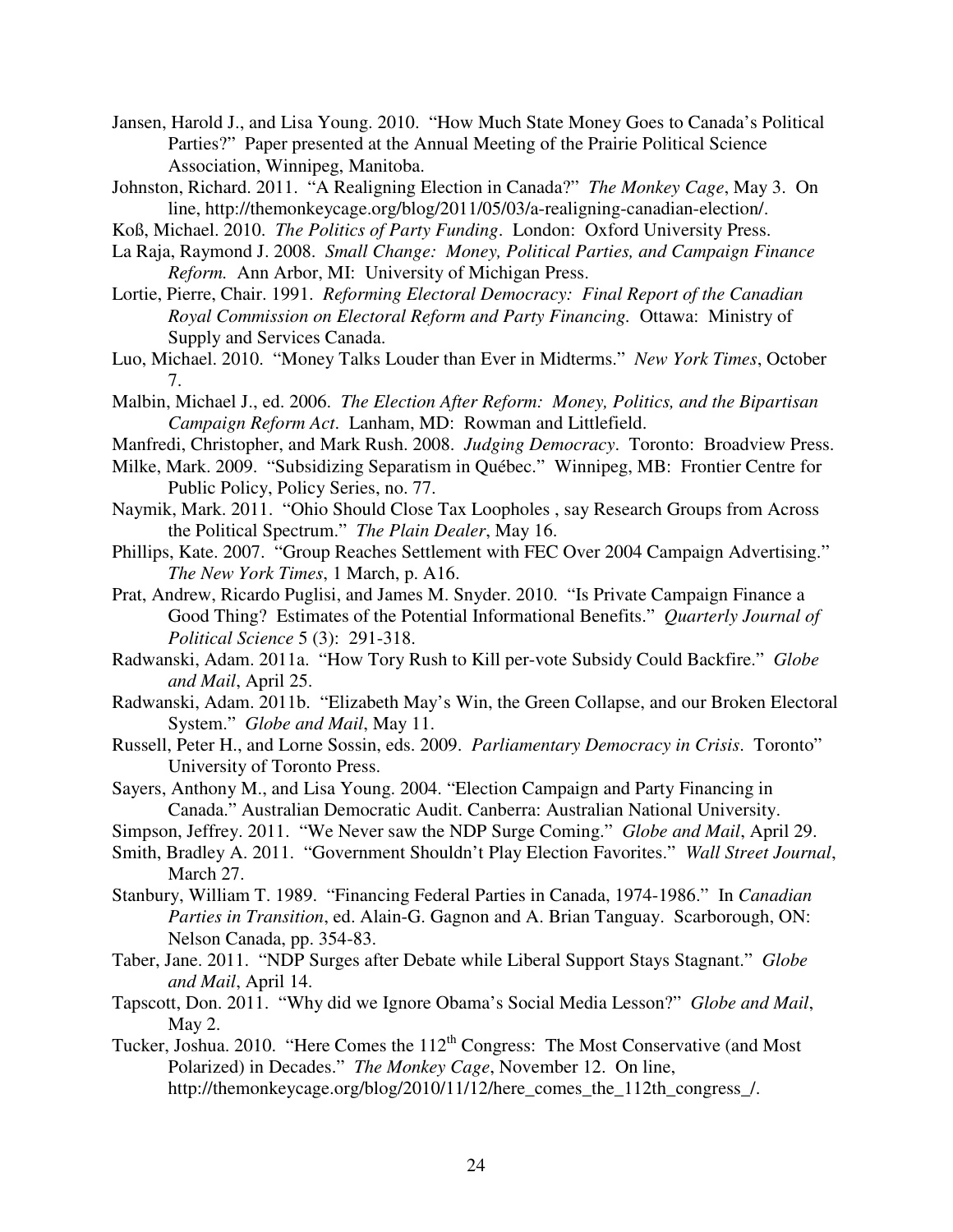Jansen, Harold J., and Lisa Young. 2010. "How Much State Money Goes to Canada's Political Parties?" Paper presented at the Annual Meeting of the Prairie Political Science Association, Winnipeg, Manitoba.

Johnston, Richard. 2011. "A Realigning Election in Canada?" *The Monkey Cage*, May 3. On line, http://themonkeycage.org/blog/2011/05/03/a-realigning-canadian-election/.

Koß, Michael. 2010. *The Politics of Party Funding*. London: Oxford University Press.

La Raja, Raymond J. 2008. *Small Change: Money, Political Parties, and Campaign Finance Reform.* Ann Arbor, MI: University of Michigan Press.

Lortie, Pierre, Chair. 1991. *Reforming Electoral Democracy: Final Report of the Canadian Royal Commission on Electoral Reform and Party Financing.* Ottawa: Ministry of Supply and Services Canada.

Luo, Michael. 2010. "Money Talks Louder than Ever in Midterms." *New York Times*, October 7.

Malbin, Michael J., ed. 2006. *The Election After Reform: Money, Politics, and the Bipartisan Campaign Reform Act*. Lanham, MD: Rowman and Littlefield.

Manfredi, Christopher, and Mark Rush. 2008. *Judging Democracy*. Toronto: Broadview Press.

Milke, Mark. 2009. "Subsidizing Separatism in Québec." Winnipeg, MB: Frontier Centre for Public Policy, Policy Series, no. 77.

Naymik, Mark. 2011. "Ohio Should Close Tax Loopholes , say Research Groups from Across the Political Spectrum." *The Plain Dealer*, May 16.

Phillips, Kate. 2007. "Group Reaches Settlement with FEC Over 2004 Campaign Advertising." *The New York Times*, 1 March, p. A16.

Prat, Andrew, Ricardo Puglisi, and James M. Snyder. 2010. "Is Private Campaign Finance a Good Thing? Estimates of the Potential Informational Benefits." *Quarterly Journal of Political Science* 5 (3): 291-318.

Radwanski, Adam. 2011a. "How Tory Rush to Kill per-vote Subsidy Could Backfire." *Globe and Mail*, April 25.

Radwanski, Adam. 2011b. "Elizabeth May's Win, the Green Collapse, and our Broken Electoral System." *Globe and Mail*, May 11.

Russell, Peter H., and Lorne Sossin, eds. 2009. *Parliamentary Democracy in Crisis*. Toronto" University of Toronto Press.

Sayers, Anthony M., and Lisa Young. 2004. "Election Campaign and Party Financing in Canada." Australian Democratic Audit. Canberra: Australian National University.

Simpson, Jeffrey. 2011. "We Never saw the NDP Surge Coming." *Globe and Mail*, April 29.

Smith, Bradley A. 2011. "Government Shouldn't Play Election Favorites." *Wall Street Journal*, March 27.

Stanbury, William T. 1989. "Financing Federal Parties in Canada, 1974-1986." In *Canadian Parties in Transition*, ed. Alain-G. Gagnon and A. Brian Tanguay. Scarborough, ON: Nelson Canada, pp. 354-83.

Taber, Jane. 2011. "NDP Surges after Debate while Liberal Support Stays Stagnant." *Globe and Mail*, April 14.

Tapscott, Don. 2011. "Why did we Ignore Obama's Social Media Lesson?" *Globe and Mail*, May 2.

Tucker, Joshua. 2010. "Here Comes the 112th Congress: The Most Conservative (and Most Polarized) in Decades." *The Monkey Cage*, November 12. On line, http://themonkeycage.org/blog/2010/11/12/here_comes_the_112th_congress_/.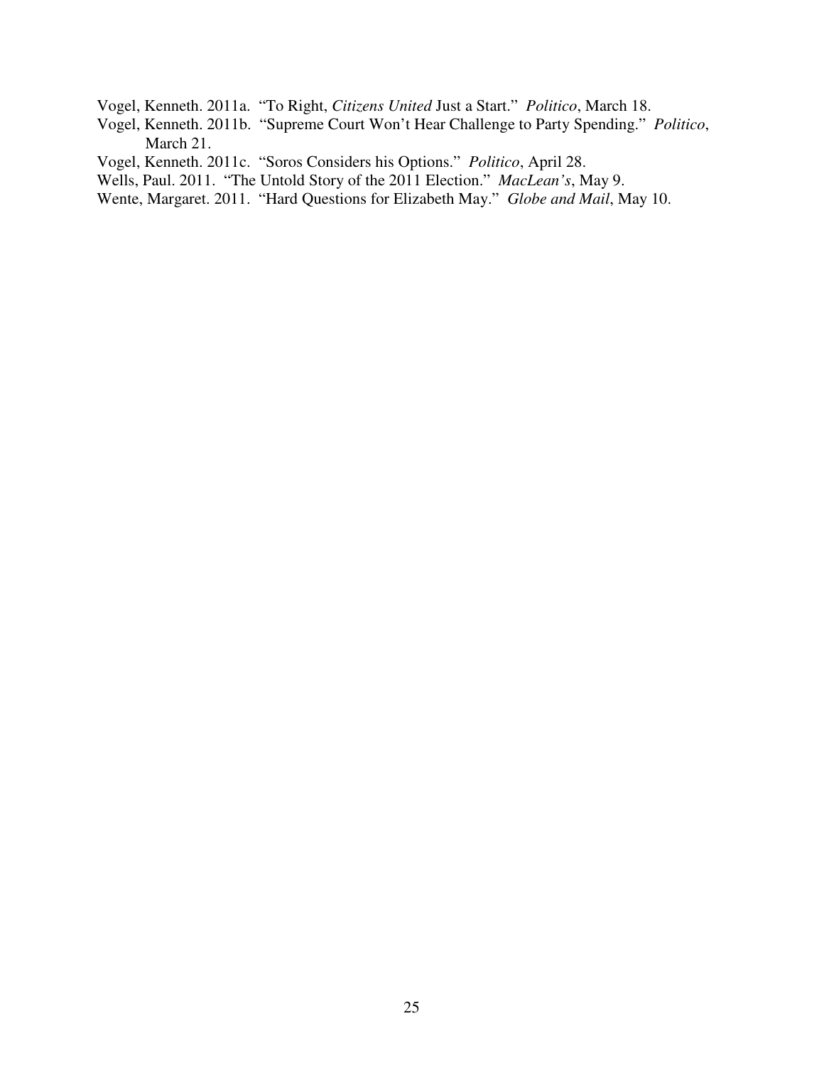Vogel, Kenneth. 2011a. "To Right, *Citizens United* Just a Start." *Politico*, March 18.

Vogel, Kenneth. 2011b. "Supreme Court Won't Hear Challenge to Party Spending." *Politico*, March 21.

Vogel, Kenneth. 2011c. "Soros Considers his Options." *Politico*, April 28.

Wells, Paul. 2011. "The Untold Story of the 2011 Election." *MacLean's*, May 9.

Wente, Margaret. 2011. "Hard Questions for Elizabeth May." *Globe and Mail*, May 10.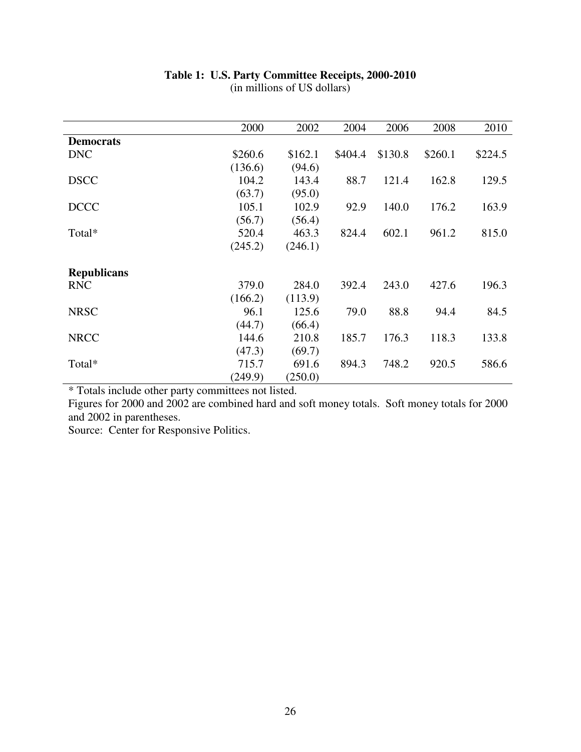**Table 1: U.S. Party Committee Receipts, 2000-2010**
(in millions of US dollars)

| | 2000 | 2002 | 2004 | 2006 | 2008 | 2010 |
|---|---|---|---|---|---|---|
| **Democrats** | | | | | | |
| DNC | $260.6 | $162.1 | $404.4 | $130.8 | $260.1 | $224.5 |
| | (136.6) | (94.6) | | | | |
| DSCC | 104.2 | 143.4 | 88.7 | 121.4 | 162.8 | 129.5 |
| | (63.7) | (95.0) | | | | |
| DCCC | 105.1 | 102.9 | 92.9 | 140.0 | 176.2 | 163.9 |
| | (56.7) | (56.4) | | | | |
| Total* | 520.4 | 463.3 | 824.4 | 602.1 | 961.2 | 815.0 |
| | (245.2) | (246.1) | | | | |
| **Republicans** | | | | | | |
| RNC | 379.0 | 284.0 | 392.4 | 243.0 | 427.6 | 196.3 |
| | (166.2) | (113.9) | | | | |
| NRSC | 96.1 | 125.6 | 79.0 | 88.8 | 94.4 | 84.5 |
| | (44.7) | (66.4) | | | | |
| NRCC | 144.6 | 210.8 | 185.7 | 176.3 | 118.3 | 133.8 |
| | (47.3) | (69.7) | | | | |
| Total* | 715.7 | 691.6 | 894.3 | 748.2 | 920.5 | 586.6 |
| | (249.9) | (250.0) | | | | |

* Totals include other party committees not listed.

Figures for 2000 and 2002 are combined hard and soft money totals. Soft money totals for 2000 and 2002 in parentheses.

Source: Center for Responsive Politics.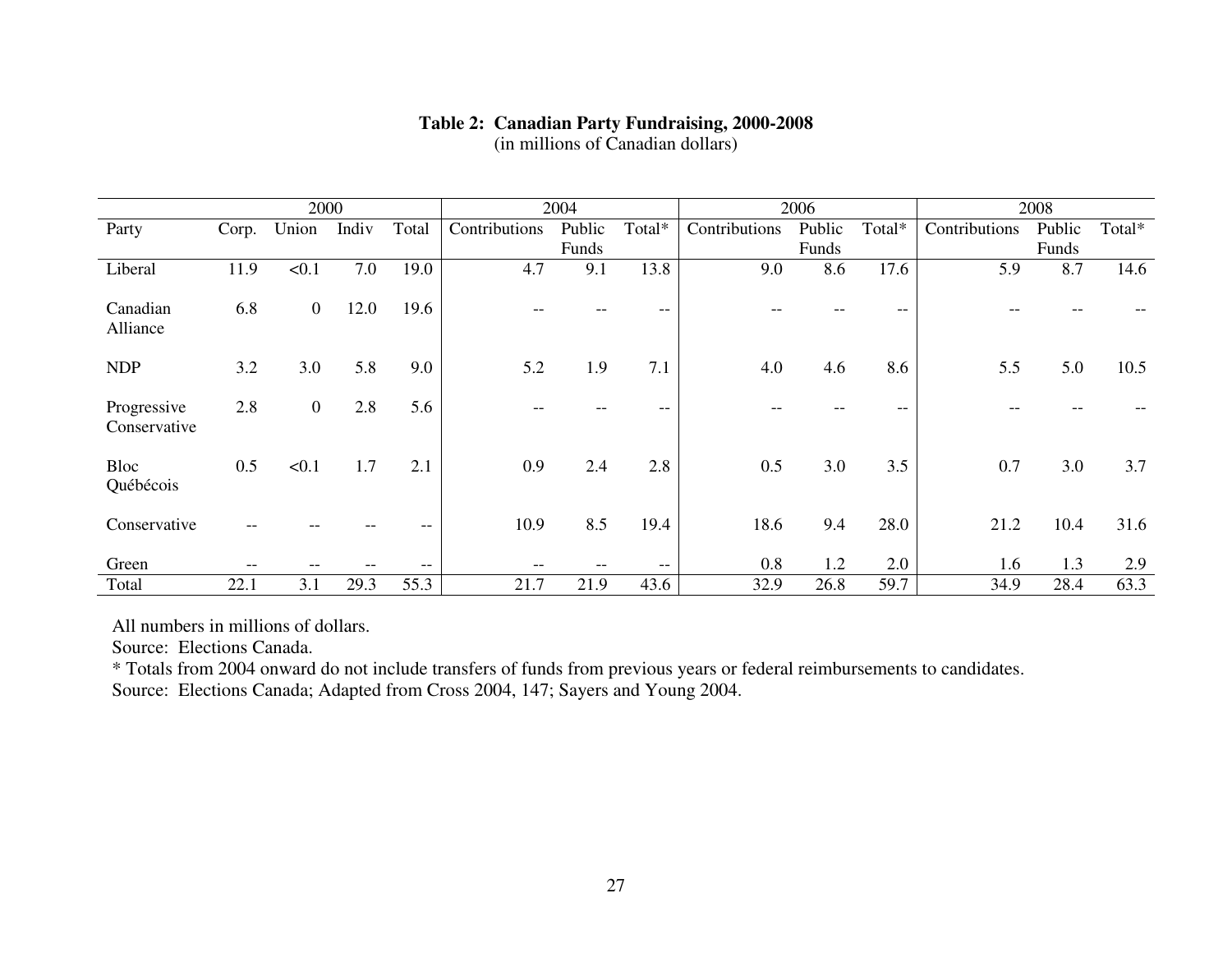**Table 2: Canadian Party Fundraising, 2000-2008**
(in millions of Canadian dollars)

| | 2000 | | | | 2004 | | | 2006 | | | 2008 | | |
|---|---|---|---|---|---|---|---|---|---|---|---|---|---|
| Party | Corp. | Union | Indiv | Total | Contributions | Public Funds | Total* | Contributions | Public Funds | Total* | Contributions | Public Funds | Total* |
| Liberal | 11.9 | <0.1 | 7.0 | 19.0 | 4.7 | 9.1 | 13.8 | 9.0 | 8.6 | 17.6 | 5.9 | 8.7 | 14.6 |
| Canadian Alliance | 6.8 | 0 | 12.0 | 19.6 | -- | -- | -- | -- | -- | -- | -- | -- | -- |
| NDP | 3.2 | 3.0 | 5.8 | 9.0 | 5.2 | 1.9 | 7.1 | 4.0 | 4.6 | 8.6 | 5.5 | 5.0 | 10.5 |
| Progressive Conservative | 2.8 | 0 | 2.8 | 5.6 | -- | -- | -- | -- | -- | -- | -- | -- | -- |
| Bloc Québécois | 0.5 | <0.1 | 1.7 | 2.1 | 0.9 | 2.4 | 2.8 | 0.5 | 3.0 | 3.5 | 0.7 | 3.0 | 3.7 |
| Conservative | -- | -- | -- | -- | 10.9 | 8.5 | 19.4 | 18.6 | 9.4 | 28.0 | 21.2 | 10.4 | 31.6 |
| Green | -- | -- | -- | -- | -- | -- | -- | 0.8 | 1.2 | 2.0 | 1.6 | 1.3 | 2.9 |
| Total | 22.1 | 3.1 | 29.3 | 55.3 | 21.7 | 21.9 | 43.6 | 32.9 | 26.8 | 59.7 | 34.9 | 28.4 | 63.3 |

All numbers in millions of dollars.
Source: Elections Canada.
* Totals from 2004 onward do not include transfers of funds from previous years or federal reimbursements to candidates.
Source: Elections Canada; Adapted from Cross 2004, 147; Sayers and Young 2004.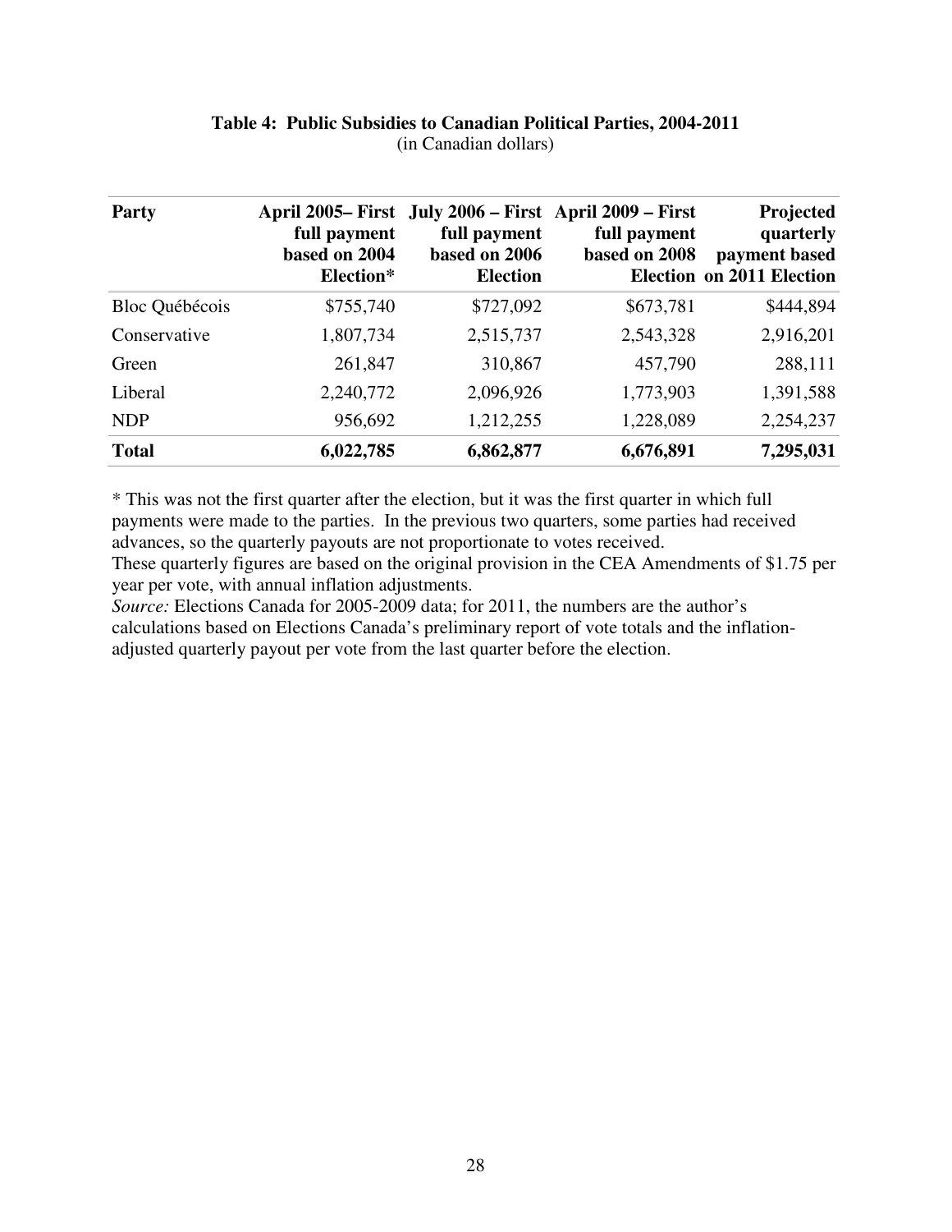**Table 4: Public Subsidies to Canadian Political Parties, 2004-2011**
(in Canadian dollars)

| Party | April 2005– First full payment based on 2004 Election* | July 2006 – First full payment based on 2006 Election | April 2009 – First full payment based on 2008 Election | Projected quarterly payment based on 2011 Election |
|---|---|---|---|---|
| Bloc Québécois | $755,740 | $727,092 | $673,781 | $444,894 |
| Conservative | 1,807,734 | 2,515,737 | 2,543,328 | 2,916,201 |
| Green | 261,847 | 310,867 | 457,790 | 288,111 |
| Liberal | 2,240,772 | 2,096,926 | 1,773,903 | 1,391,588 |
| NDP | 956,692 | 1,212,255 | 1,228,089 | 2,254,237 |
| **Total** | **6,022,785** | **6,862,877** | **6,676,891** | **7,295,031** |

* This was not the first quarter after the election, but it was the first quarter in which full payments were made to the parties. In the previous two quarters, some parties had received advances, so the quarterly payouts are not proportionate to votes received.
These quarterly figures are based on the original provision in the CEA Amendments of $1.75 per year per vote, with annual inflation adjustments.
*Source:* Elections Canada for 2005-2009 data; for 2011, the numbers are the author's calculations based on Elections Canada's preliminary report of vote totals and the inflation-adjusted quarterly payout per vote from the last quarter before the election.